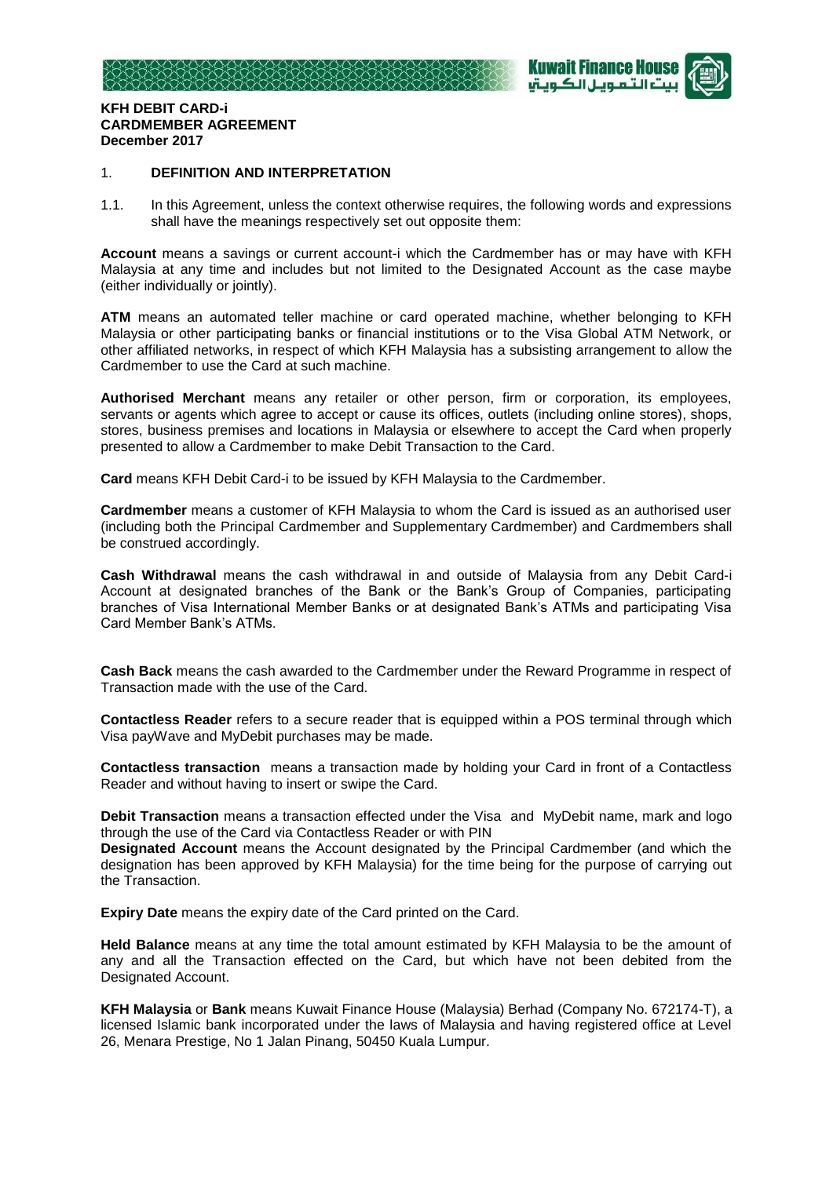**KFH DEBIT CARD-i**
**CARDMEMBER AGREEMENT**
**December 2017**

## 1. DEFINITION AND INTERPRETATION

1.1. In this Agreement, unless the context otherwise requires, the following words and expressions shall have the meanings respectively set out opposite them:

**Account** means a savings or current account-i which the Cardmember has or may have with KFH Malaysia at any time and includes but not limited to the Designated Account as the case maybe (either individually or jointly).

**ATM** means an automated teller machine or card operated machine, whether belonging to KFH Malaysia or other participating banks or financial institutions or to the Visa Global ATM Network, or other affiliated networks, in respect of which KFH Malaysia has a subsisting arrangement to allow the Cardmember to use the Card at such machine.

**Authorised Merchant** means any retailer or other person, firm or corporation, its employees, servants or agents which agree to accept or cause its offices, outlets (including online stores), shops, stores, business premises and locations in Malaysia or elsewhere to accept the Card when properly presented to allow a Cardmember to make Debit Transaction to the Card.

**Card** means KFH Debit Card-i to be issued by KFH Malaysia to the Cardmember.

**Cardmember** means a customer of KFH Malaysia to whom the Card is issued as an authorised user (including both the Principal Cardmember and Supplementary Cardmember) and Cardmembers shall be construed accordingly.

**Cash Withdrawal** means the cash withdrawal in and outside of Malaysia from any Debit Card-i Account at designated branches of the Bank or the Bank's Group of Companies, participating branches of Visa International Member Banks or at designated Bank's ATMs and participating Visa Card Member Bank's ATMs.

**Cash Back** means the cash awarded to the Cardmember under the Reward Programme in respect of Transaction made with the use of the Card.

**Contactless Reader** refers to a secure reader that is equipped within a POS terminal through which Visa payWave and MyDebit purchases may be made.

**Contactless transaction** means a transaction made by holding your Card in front of a Contactless Reader and without having to insert or swipe the Card.

**Debit Transaction** means a transaction effected under the Visa and MyDebit name, mark and logo through the use of the Card via Contactless Reader or with PIN

**Designated Account** means the Account designated by the Principal Cardmember (and which the designation has been approved by KFH Malaysia) for the time being for the purpose of carrying out the Transaction.

**Expiry Date** means the expiry date of the Card printed on the Card.

**Held Balance** means at any time the total amount estimated by KFH Malaysia to be the amount of any and all the Transaction effected on the Card, but which have not been debited from the Designated Account.

**KFH Malaysia** or **Bank** means Kuwait Finance House (Malaysia) Berhad (Company No. 672174-T), a licensed Islamic bank incorporated under the laws of Malaysia and having registered office at Level 26, Menara Prestige, No 1 Jalan Pinang, 50450 Kuala Lumpur.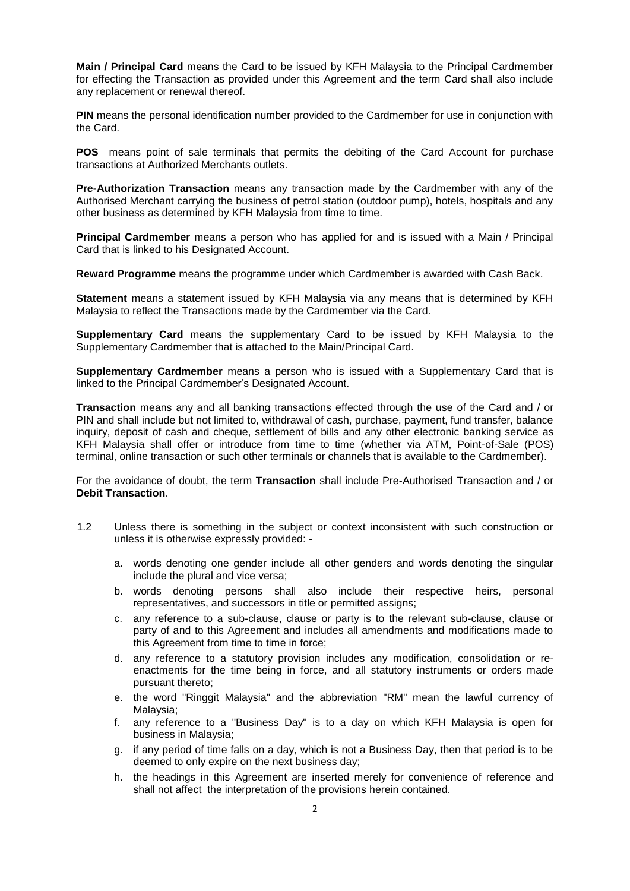**Main / Principal Card** means the Card to be issued by KFH Malaysia to the Principal Cardmember for effecting the Transaction as provided under this Agreement and the term Card shall also include any replacement or renewal thereof.

**PIN** means the personal identification number provided to the Cardmember for use in conjunction with the Card.

**POS** means point of sale terminals that permits the debiting of the Card Account for purchase transactions at Authorized Merchants outlets.

**Pre-Authorization Transaction** means any transaction made by the Cardmember with any of the Authorised Merchant carrying the business of petrol station (outdoor pump), hotels, hospitals and any other business as determined by KFH Malaysia from time to time.

**Principal Cardmember** means a person who has applied for and is issued with a Main / Principal Card that is linked to his Designated Account.

**Reward Programme** means the programme under which Cardmember is awarded with Cash Back.

**Statement** means a statement issued by KFH Malaysia via any means that is determined by KFH Malaysia to reflect the Transactions made by the Cardmember via the Card.

**Supplementary Card** means the supplementary Card to be issued by KFH Malaysia to the Supplementary Cardmember that is attached to the Main/Principal Card.

**Supplementary Cardmember** means a person who is issued with a Supplementary Card that is linked to the Principal Cardmember's Designated Account.

**Transaction** means any and all banking transactions effected through the use of the Card and / or PIN and shall include but not limited to, withdrawal of cash, purchase, payment, fund transfer, balance inquiry, deposit of cash and cheque, settlement of bills and any other electronic banking service as KFH Malaysia shall offer or introduce from time to time (whether via ATM, Point-of-Sale (POS) terminal, online transaction or such other terminals or channels that is available to the Cardmember).

For the avoidance of doubt, the term **Transaction** shall include Pre-Authorised Transaction and / or **Debit Transaction**.

1.2 Unless there is something in the subject or context inconsistent with such construction or unless it is otherwise expressly provided: -

a. words denoting one gender include all other genders and words denoting the singular include the plural and vice versa;

b. words denoting persons shall also include their respective heirs, personal representatives, and successors in title or permitted assigns;

c. any reference to a sub-clause, clause or party is to the relevant sub-clause, clause or party of and to this Agreement and includes all amendments and modifications made to this Agreement from time to time in force;

d. any reference to a statutory provision includes any modification, consolidation or re-enactments for the time being in force, and all statutory instruments or orders made pursuant thereto;

e. the word "Ringgit Malaysia" and the abbreviation "RM" mean the lawful currency of Malaysia;

f. any reference to a "Business Day" is to a day on which KFH Malaysia is open for business in Malaysia;

g. if any period of time falls on a day, which is not a Business Day, then that period is to be deemed to only expire on the next business day;

h. the headings in this Agreement are inserted merely for convenience of reference and shall not affect the interpretation of the provisions herein contained.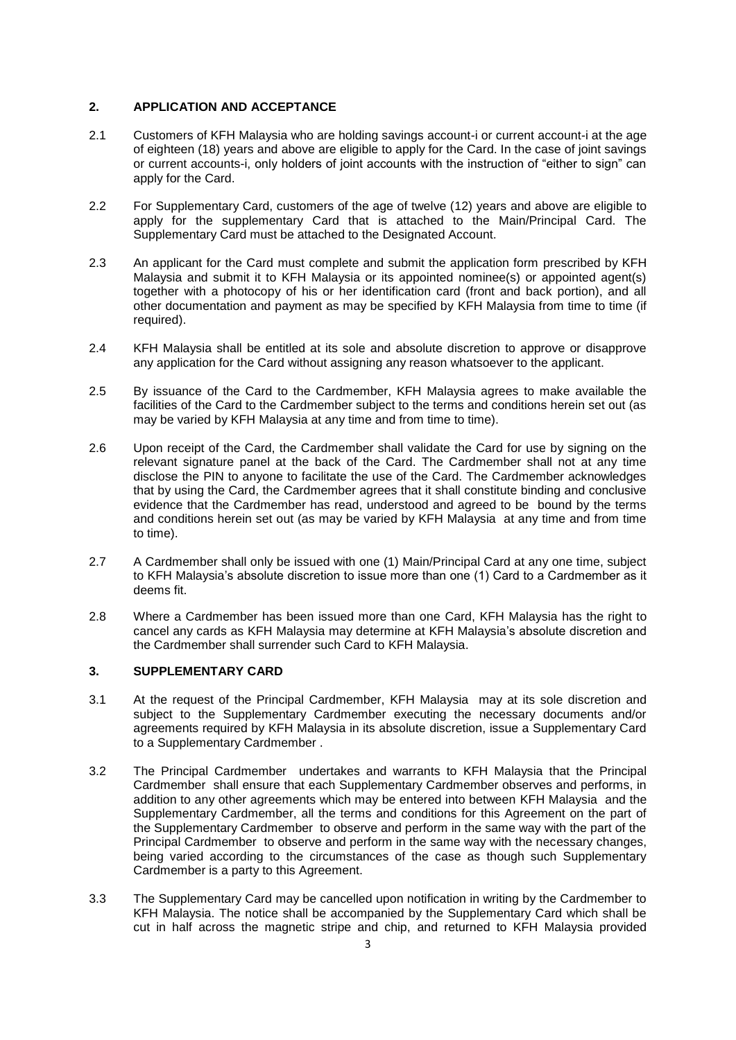## 2. APPLICATION AND ACCEPTANCE

2.1 Customers of KFH Malaysia who are holding savings account-i or current account-i at the age of eighteen (18) years and above are eligible to apply for the Card. In the case of joint savings or current accounts-i, only holders of joint accounts with the instruction of "either to sign" can apply for the Card.

2.2 For Supplementary Card, customers of the age of twelve (12) years and above are eligible to apply for the supplementary Card that is attached to the Main/Principal Card. The Supplementary Card must be attached to the Designated Account.

2.3 An applicant for the Card must complete and submit the application form prescribed by KFH Malaysia and submit it to KFH Malaysia or its appointed nominee(s) or appointed agent(s) together with a photocopy of his or her identification card (front and back portion), and all other documentation and payment as may be specified by KFH Malaysia from time to time (if required).

2.4 KFH Malaysia shall be entitled at its sole and absolute discretion to approve or disapprove any application for the Card without assigning any reason whatsoever to the applicant.

2.5 By issuance of the Card to the Cardmember, KFH Malaysia agrees to make available the facilities of the Card to the Cardmember subject to the terms and conditions herein set out (as may be varied by KFH Malaysia at any time and from time to time).

2.6 Upon receipt of the Card, the Cardmember shall validate the Card for use by signing on the relevant signature panel at the back of the Card. The Cardmember shall not at any time disclose the PIN to anyone to facilitate the use of the Card. The Cardmember acknowledges that by using the Card, the Cardmember agrees that it shall constitute binding and conclusive evidence that the Cardmember has read, understood and agreed to be bound by the terms and conditions herein set out (as may be varied by KFH Malaysia at any time and from time to time).

2.7 A Cardmember shall only be issued with one (1) Main/Principal Card at any one time, subject to KFH Malaysia's absolute discretion to issue more than one (1) Card to a Cardmember as it deems fit.

2.8 Where a Cardmember has been issued more than one Card, KFH Malaysia has the right to cancel any cards as KFH Malaysia may determine at KFH Malaysia's absolute discretion and the Cardmember shall surrender such Card to KFH Malaysia.

## 3. SUPPLEMENTARY CARD

3.1 At the request of the Principal Cardmember, KFH Malaysia may at its sole discretion and subject to the Supplementary Cardmember executing the necessary documents and/or agreements required by KFH Malaysia in its absolute discretion, issue a Supplementary Card to a Supplementary Cardmember .

3.2 The Principal Cardmember undertakes and warrants to KFH Malaysia that the Principal Cardmember shall ensure that each Supplementary Cardmember observes and performs, in addition to any other agreements which may be entered into between KFH Malaysia and the Supplementary Cardmember, all the terms and conditions for this Agreement on the part of the Supplementary Cardmember to observe and perform in the same way with the part of the Principal Cardmember to observe and perform in the same way with the necessary changes, being varied according to the circumstances of the case as though such Supplementary Cardmember is a party to this Agreement.

3.3 The Supplementary Card may be cancelled upon notification in writing by the Cardmember to KFH Malaysia. The notice shall be accompanied by the Supplementary Card which shall be cut in half across the magnetic stripe and chip, and returned to KFH Malaysia provided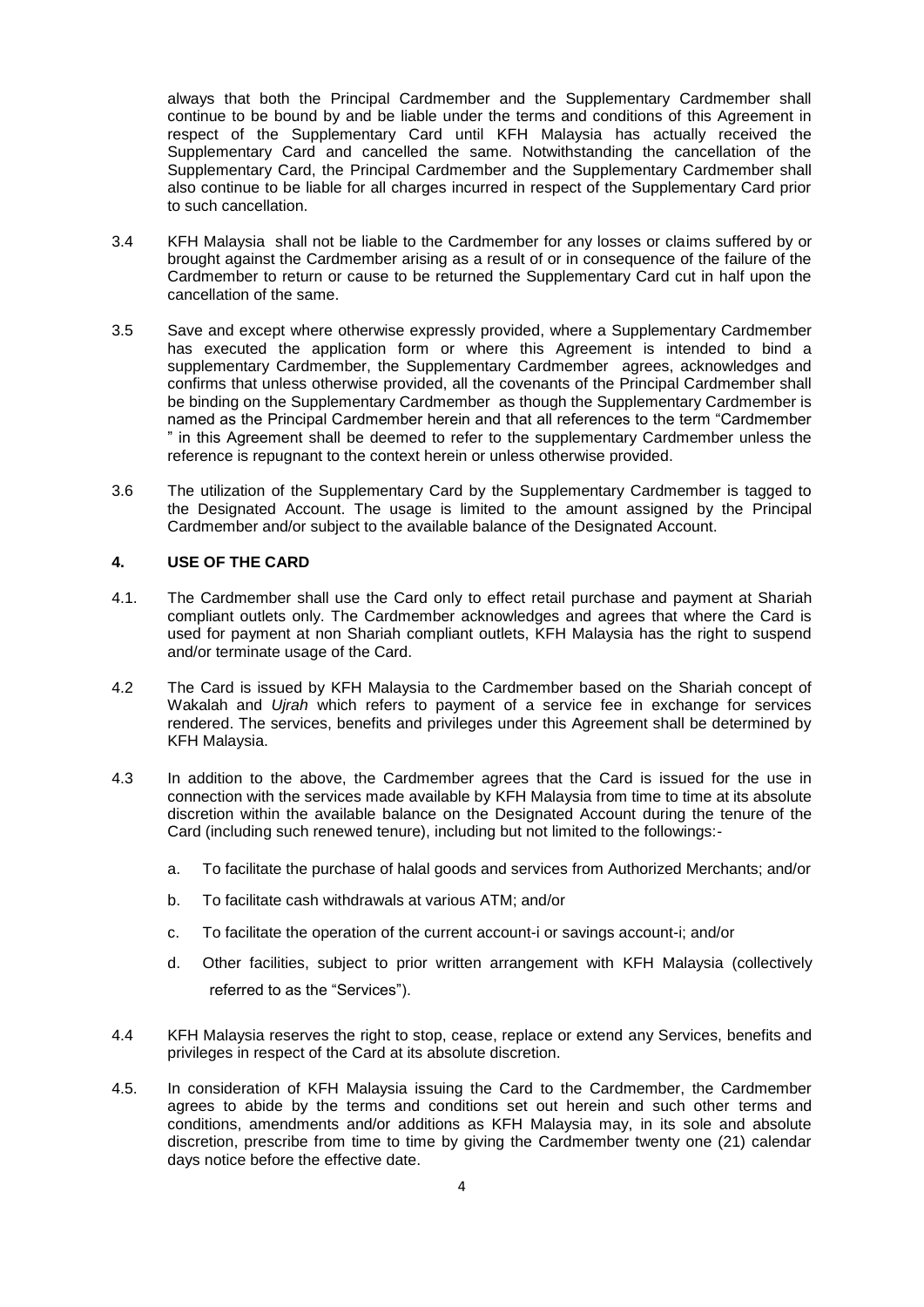always that both the Principal Cardmember and the Supplementary Cardmember shall continue to be bound by and be liable under the terms and conditions of this Agreement in respect of the Supplementary Card until KFH Malaysia has actually received the Supplementary Card and cancelled the same. Notwithstanding the cancellation of the Supplementary Card, the Principal Cardmember and the Supplementary Cardmember shall also continue to be liable for all charges incurred in respect of the Supplementary Card prior to such cancellation.

3.4 KFH Malaysia shall not be liable to the Cardmember for any losses or claims suffered by or brought against the Cardmember arising as a result of or in consequence of the failure of the Cardmember to return or cause to be returned the Supplementary Card cut in half upon the cancellation of the same.

3.5 Save and except where otherwise expressly provided, where a Supplementary Cardmember has executed the application form or where this Agreement is intended to bind a supplementary Cardmember, the Supplementary Cardmember agrees, acknowledges and confirms that unless otherwise provided, all the covenants of the Principal Cardmember shall be binding on the Supplementary Cardmember as though the Supplementary Cardmember is named as the Principal Cardmember herein and that all references to the term "Cardmember " in this Agreement shall be deemed to refer to the supplementary Cardmember unless the reference is repugnant to the context herein or unless otherwise provided.

3.6 The utilization of the Supplementary Card by the Supplementary Cardmember is tagged to the Designated Account. The usage is limited to the amount assigned by the Principal Cardmember and/or subject to the available balance of the Designated Account.

## 4. USE OF THE CARD

4.1. The Cardmember shall use the Card only to effect retail purchase and payment at Shariah compliant outlets only. The Cardmember acknowledges and agrees that where the Card is used for payment at non Shariah compliant outlets, KFH Malaysia has the right to suspend and/or terminate usage of the Card.

4.2 The Card is issued by KFH Malaysia to the Cardmember based on the Shariah concept of Wakalah and *Ujrah* which refers to payment of a service fee in exchange for services rendered. The services, benefits and privileges under this Agreement shall be determined by KFH Malaysia.

4.3 In addition to the above, the Cardmember agrees that the Card is issued for the use in connection with the services made available by KFH Malaysia from time to time at its absolute discretion within the available balance on the Designated Account during the tenure of the Card (including such renewed tenure), including but not limited to the followings:-

a. To facilitate the purchase of halal goods and services from Authorized Merchants; and/or

b. To facilitate cash withdrawals at various ATM; and/or

c. To facilitate the operation of the current account-i or savings account-i; and/or

d. Other facilities, subject to prior written arrangement with KFH Malaysia (collectively referred to as the "Services").

4.4 KFH Malaysia reserves the right to stop, cease, replace or extend any Services, benefits and privileges in respect of the Card at its absolute discretion.

4.5. In consideration of KFH Malaysia issuing the Card to the Cardmember, the Cardmember agrees to abide by the terms and conditions set out herein and such other terms and conditions, amendments and/or additions as KFH Malaysia may, in its sole and absolute discretion, prescribe from time to time by giving the Cardmember twenty one (21) calendar days notice before the effective date.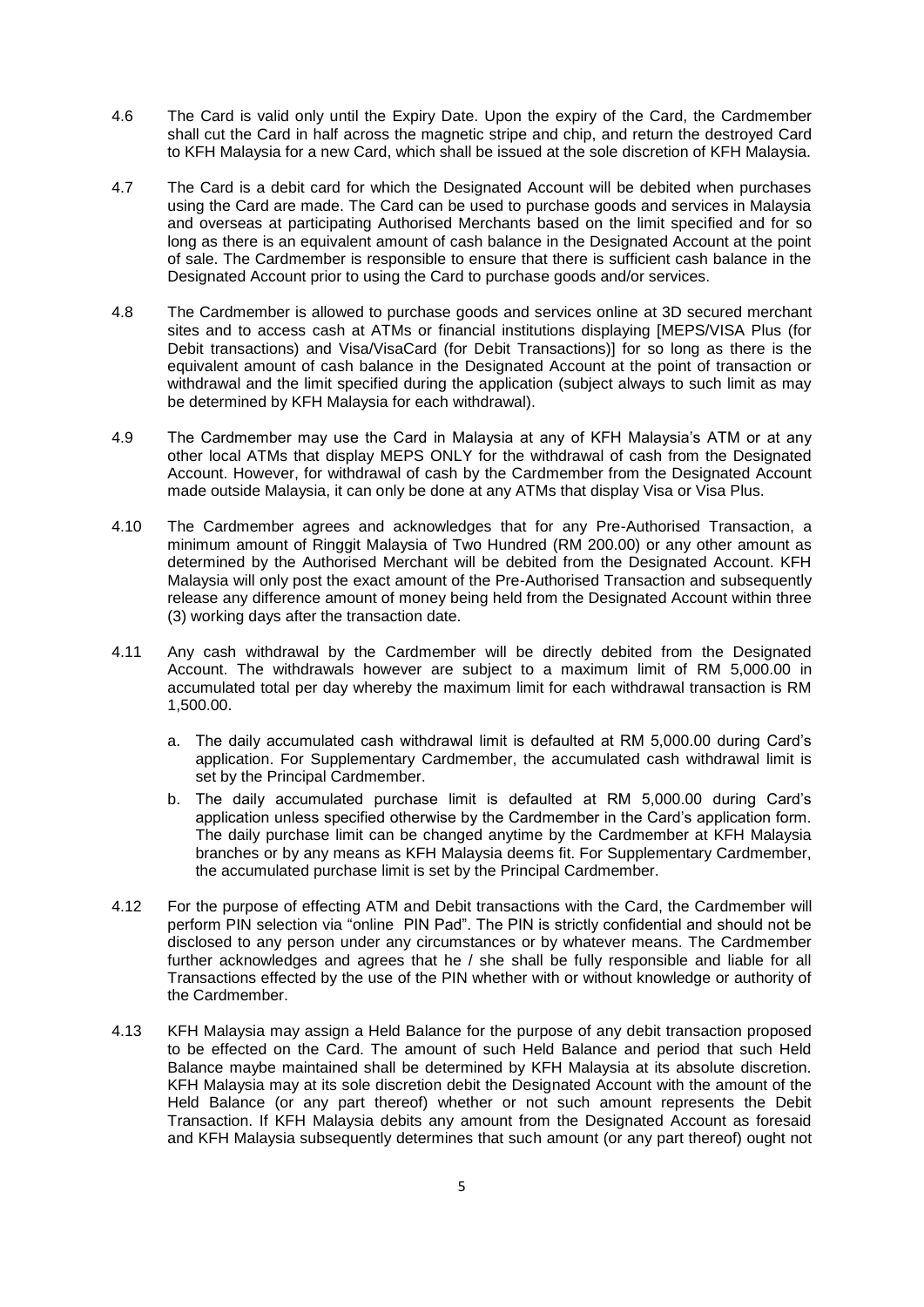4.6 The Card is valid only until the Expiry Date. Upon the expiry of the Card, the Cardmember shall cut the Card in half across the magnetic stripe and chip, and return the destroyed Card to KFH Malaysia for a new Card, which shall be issued at the sole discretion of KFH Malaysia.

4.7 The Card is a debit card for which the Designated Account will be debited when purchases using the Card are made. The Card can be used to purchase goods and services in Malaysia and overseas at participating Authorised Merchants based on the limit specified and for so long as there is an equivalent amount of cash balance in the Designated Account at the point of sale. The Cardmember is responsible to ensure that there is sufficient cash balance in the Designated Account prior to using the Card to purchase goods and/or services.

4.8 The Cardmember is allowed to purchase goods and services online at 3D secured merchant sites and to access cash at ATMs or financial institutions displaying [MEPS/VISA Plus (for Debit transactions) and Visa/VisaCard (for Debit Transactions)] for so long as there is the equivalent amount of cash balance in the Designated Account at the point of transaction or withdrawal and the limit specified during the application (subject always to such limit as may be determined by KFH Malaysia for each withdrawal).

4.9 The Cardmember may use the Card in Malaysia at any of KFH Malaysia's ATM or at any other local ATMs that display MEPS ONLY for the withdrawal of cash from the Designated Account. However, for withdrawal of cash by the Cardmember from the Designated Account made outside Malaysia, it can only be done at any ATMs that display Visa or Visa Plus.

4.10 The Cardmember agrees and acknowledges that for any Pre-Authorised Transaction, a minimum amount of Ringgit Malaysia of Two Hundred (RM 200.00) or any other amount as determined by the Authorised Merchant will be debited from the Designated Account. KFH Malaysia will only post the exact amount of the Pre-Authorised Transaction and subsequently release any difference amount of money being held from the Designated Account within three (3) working days after the transaction date.

4.11 Any cash withdrawal by the Cardmember will be directly debited from the Designated Account. The withdrawals however are subject to a maximum limit of RM 5,000.00 in accumulated total per day whereby the maximum limit for each withdrawal transaction is RM 1,500.00.

a. The daily accumulated cash withdrawal limit is defaulted at RM 5,000.00 during Card's application. For Supplementary Cardmember, the accumulated cash withdrawal limit is set by the Principal Cardmember.

b. The daily accumulated purchase limit is defaulted at RM 5,000.00 during Card's application unless specified otherwise by the Cardmember in the Card's application form. The daily purchase limit can be changed anytime by the Cardmember at KFH Malaysia branches or by any means as KFH Malaysia deems fit. For Supplementary Cardmember, the accumulated purchase limit is set by the Principal Cardmember.

4.12 For the purpose of effecting ATM and Debit transactions with the Card, the Cardmember will perform PIN selection via "online PIN Pad". The PIN is strictly confidential and should not be disclosed to any person under any circumstances or by whatever means. The Cardmember further acknowledges and agrees that he / she shall be fully responsible and liable for all Transactions effected by the use of the PIN whether with or without knowledge or authority of the Cardmember.

4.13 KFH Malaysia may assign a Held Balance for the purpose of any debit transaction proposed to be effected on the Card. The amount of such Held Balance and period that such Held Balance maybe maintained shall be determined by KFH Malaysia at its absolute discretion. KFH Malaysia may at its sole discretion debit the Designated Account with the amount of the Held Balance (or any part thereof) whether or not such amount represents the Debit Transaction. If KFH Malaysia debits any amount from the Designated Account as foresaid and KFH Malaysia subsequently determines that such amount (or any part thereof) ought not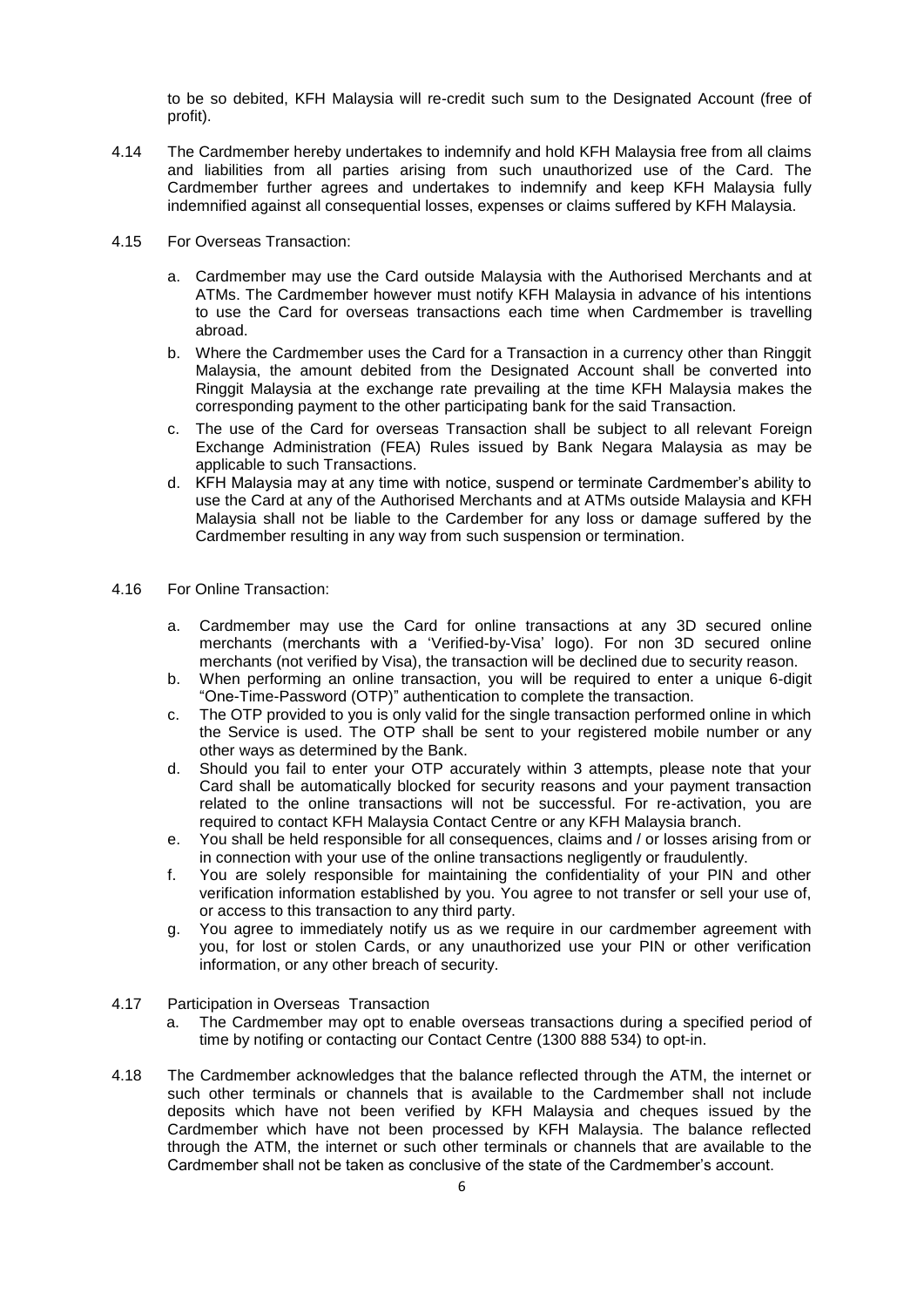to be so debited, KFH Malaysia will re-credit such sum to the Designated Account (free of profit).

4.14 The Cardmember hereby undertakes to indemnify and hold KFH Malaysia free from all claims and liabilities from all parties arising from such unauthorized use of the Card. The Cardmember further agrees and undertakes to indemnify and keep KFH Malaysia fully indemnified against all consequential losses, expenses or claims suffered by KFH Malaysia.

4.15 For Overseas Transaction:

a. Cardmember may use the Card outside Malaysia with the Authorised Merchants and at ATMs. The Cardmember however must notify KFH Malaysia in advance of his intentions to use the Card for overseas transactions each time when Cardmember is travelling abroad.

b. Where the Cardmember uses the Card for a Transaction in a currency other than Ringgit Malaysia, the amount debited from the Designated Account shall be converted into Ringgit Malaysia at the exchange rate prevailing at the time KFH Malaysia makes the corresponding payment to the other participating bank for the said Transaction.

c. The use of the Card for overseas Transaction shall be subject to all relevant Foreign Exchange Administration (FEA) Rules issued by Bank Negara Malaysia as may be applicable to such Transactions.

d. KFH Malaysia may at any time with notice, suspend or terminate Cardmember's ability to use the Card at any of the Authorised Merchants and at ATMs outside Malaysia and KFH Malaysia shall not be liable to the Cardember for any loss or damage suffered by the Cardmember resulting in any way from such suspension or termination.

4.16 For Online Transaction:

a. Cardmember may use the Card for online transactions at any 3D secured online merchants (merchants with a 'Verified-by-Visa' logo). For non 3D secured online merchants (not verified by Visa), the transaction will be declined due to security reason.

b. When performing an online transaction, you will be required to enter a unique 6-digit "One-Time-Password (OTP)" authentication to complete the transaction.

c. The OTP provided to you is only valid for the single transaction performed online in which the Service is used. The OTP shall be sent to your registered mobile number or any other ways as determined by the Bank.

d. Should you fail to enter your OTP accurately within 3 attempts, please note that your Card shall be automatically blocked for security reasons and your payment transaction related to the online transactions will not be successful. For re-activation, you are required to contact KFH Malaysia Contact Centre or any KFH Malaysia branch.

e. You shall be held responsible for all consequences, claims and / or losses arising from or in connection with your use of the online transactions negligently or fraudulently.

f. You are solely responsible for maintaining the confidentiality of your PIN and other verification information established by you. You agree to not transfer or sell your use of, or access to this transaction to any third party.

g. You agree to immediately notify us as we require in our cardmember agreement with you, for lost or stolen Cards, or any unauthorized use your PIN or other verification information, or any other breach of security.

4.17 Participation in Overseas Transaction

a. The Cardmember may opt to enable overseas transactions during a specified period of time by notifing or contacting our Contact Centre (1300 888 534) to opt-in.

4.18 The Cardmember acknowledges that the balance reflected through the ATM, the internet or such other terminals or channels that is available to the Cardmember shall not include deposits which have not been verified by KFH Malaysia and cheques issued by the Cardmember which have not been processed by KFH Malaysia. The balance reflected through the ATM, the internet or such other terminals or channels that are available to the Cardmember shall not be taken as conclusive of the state of the Cardmember's account.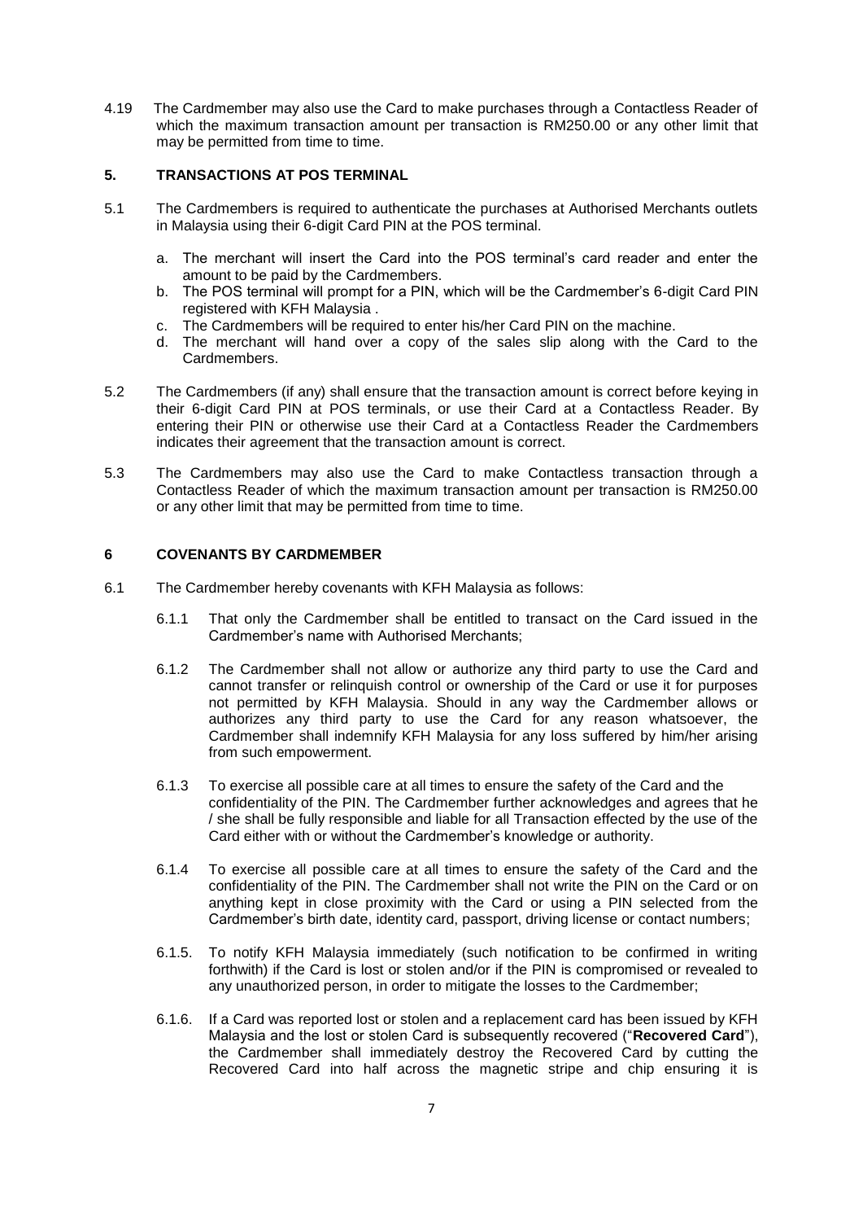4.19 The Cardmember may also use the Card to make purchases through a Contactless Reader of which the maximum transaction amount per transaction is RM250.00 or any other limit that may be permitted from time to time.

## 5. TRANSACTIONS AT POS TERMINAL

5.1 The Cardmembers is required to authenticate the purchases at Authorised Merchants outlets in Malaysia using their 6-digit Card PIN at the POS terminal.

a. The merchant will insert the Card into the POS terminal's card reader and enter the amount to be paid by the Cardmembers.
b. The POS terminal will prompt for a PIN, which will be the Cardmember's 6-digit Card PIN registered with KFH Malaysia .
c. The Cardmembers will be required to enter his/her Card PIN on the machine.
d. The merchant will hand over a copy of the sales slip along with the Card to the Cardmembers.

5.2 The Cardmembers (if any) shall ensure that the transaction amount is correct before keying in their 6-digit Card PIN at POS terminals, or use their Card at a Contactless Reader. By entering their PIN or otherwise use their Card at a Contactless Reader the Cardmembers indicates their agreement that the transaction amount is correct.

5.3 The Cardmembers may also use the Card to make Contactless transaction through a Contactless Reader of which the maximum transaction amount per transaction is RM250.00 or any other limit that may be permitted from time to time.

## 6 COVENANTS BY CARDMEMBER

6.1 The Cardmember hereby covenants with KFH Malaysia as follows:

6.1.1 That only the Cardmember shall be entitled to transact on the Card issued in the Cardmember's name with Authorised Merchants;

6.1.2 The Cardmember shall not allow or authorize any third party to use the Card and cannot transfer or relinquish control or ownership of the Card or use it for purposes not permitted by KFH Malaysia. Should in any way the Cardmember allows or authorizes any third party to use the Card for any reason whatsoever, the Cardmember shall indemnify KFH Malaysia for any loss suffered by him/her arising from such empowerment.

6.1.3 To exercise all possible care at all times to ensure the safety of the Card and the confidentiality of the PIN. The Cardmember further acknowledges and agrees that he / she shall be fully responsible and liable for all Transaction effected by the use of the Card either with or without the Cardmember's knowledge or authority.

6.1.4 To exercise all possible care at all times to ensure the safety of the Card and the confidentiality of the PIN. The Cardmember shall not write the PIN on the Card or on anything kept in close proximity with the Card or using a PIN selected from the Cardmember's birth date, identity card, passport, driving license or contact numbers;

6.1.5. To notify KFH Malaysia immediately (such notification to be confirmed in writing forthwith) if the Card is lost or stolen and/or if the PIN is compromised or revealed to any unauthorized person, in order to mitigate the losses to the Cardmember;

6.1.6. If a Card was reported lost or stolen and a replacement card has been issued by KFH Malaysia and the lost or stolen Card is subsequently recovered ("**Recovered Card**"), the Cardmember shall immediately destroy the Recovered Card by cutting the Recovered Card into half across the magnetic stripe and chip ensuring it is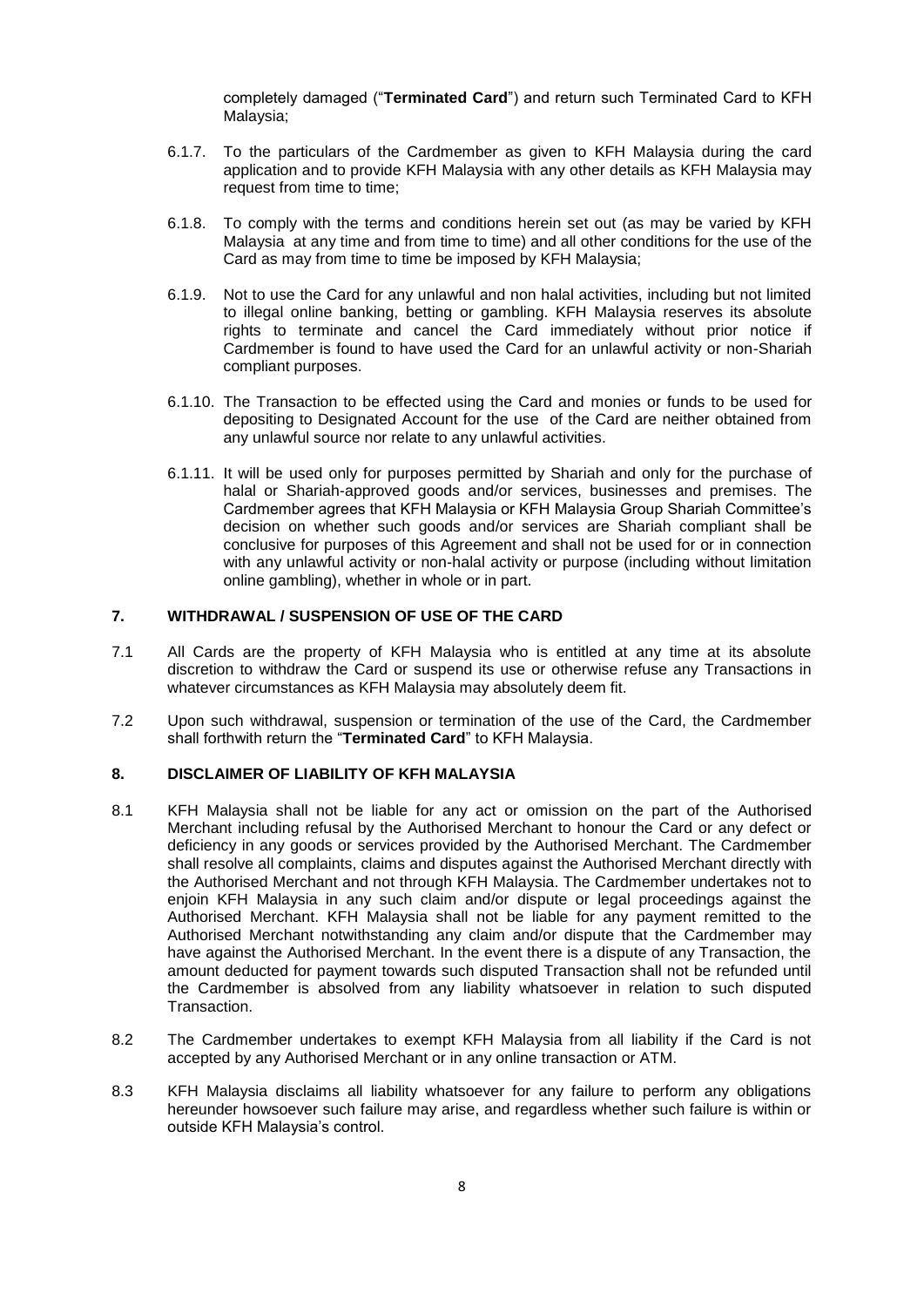completely damaged ("**Terminated Card**") and return such Terminated Card to KFH Malaysia;

6.1.7. To the particulars of the Cardmember as given to KFH Malaysia during the card application and to provide KFH Malaysia with any other details as KFH Malaysia may request from time to time;

6.1.8. To comply with the terms and conditions herein set out (as may be varied by KFH Malaysia at any time and from time to time) and all other conditions for the use of the Card as may from time to time be imposed by KFH Malaysia;

6.1.9. Not to use the Card for any unlawful and non halal activities, including but not limited to illegal online banking, betting or gambling. KFH Malaysia reserves its absolute rights to terminate and cancel the Card immediately without prior notice if Cardmember is found to have used the Card for an unlawful activity or non-Shariah compliant purposes.

6.1.10. The Transaction to be effected using the Card and monies or funds to be used for depositing to Designated Account for the use of the Card are neither obtained from any unlawful source nor relate to any unlawful activities.

6.1.11. It will be used only for purposes permitted by Shariah and only for the purchase of halal or Shariah-approved goods and/or services, businesses and premises. The Cardmember agrees that KFH Malaysia or KFH Malaysia Group Shariah Committee's decision on whether such goods and/or services are Shariah compliant shall be conclusive for purposes of this Agreement and shall not be used for or in connection with any unlawful activity or non-halal activity or purpose (including without limitation online gambling), whether in whole or in part.

## 7. WITHDRAWAL / SUSPENSION OF USE OF THE CARD

7.1 All Cards are the property of KFH Malaysia who is entitled at any time at its absolute discretion to withdraw the Card or suspend its use or otherwise refuse any Transactions in whatever circumstances as KFH Malaysia may absolutely deem fit.

7.2 Upon such withdrawal, suspension or termination of the use of the Card, the Cardmember shall forthwith return the "**Terminated Card**" to KFH Malaysia.

## 8. DISCLAIMER OF LIABILITY OF KFH MALAYSIA

8.1 KFH Malaysia shall not be liable for any act or omission on the part of the Authorised Merchant including refusal by the Authorised Merchant to honour the Card or any defect or deficiency in any goods or services provided by the Authorised Merchant. The Cardmember shall resolve all complaints, claims and disputes against the Authorised Merchant directly with the Authorised Merchant and not through KFH Malaysia. The Cardmember undertakes not to enjoin KFH Malaysia in any such claim and/or dispute or legal proceedings against the Authorised Merchant. KFH Malaysia shall not be liable for any payment remitted to the Authorised Merchant notwithstanding any claim and/or dispute that the Cardmember may have against the Authorised Merchant. In the event there is a dispute of any Transaction, the amount deducted for payment towards such disputed Transaction shall not be refunded until the Cardmember is absolved from any liability whatsoever in relation to such disputed Transaction.

8.2 The Cardmember undertakes to exempt KFH Malaysia from all liability if the Card is not accepted by any Authorised Merchant or in any online transaction or ATM.

8.3 KFH Malaysia disclaims all liability whatsoever for any failure to perform any obligations hereunder howsoever such failure may arise, and regardless whether such failure is within or outside KFH Malaysia's control.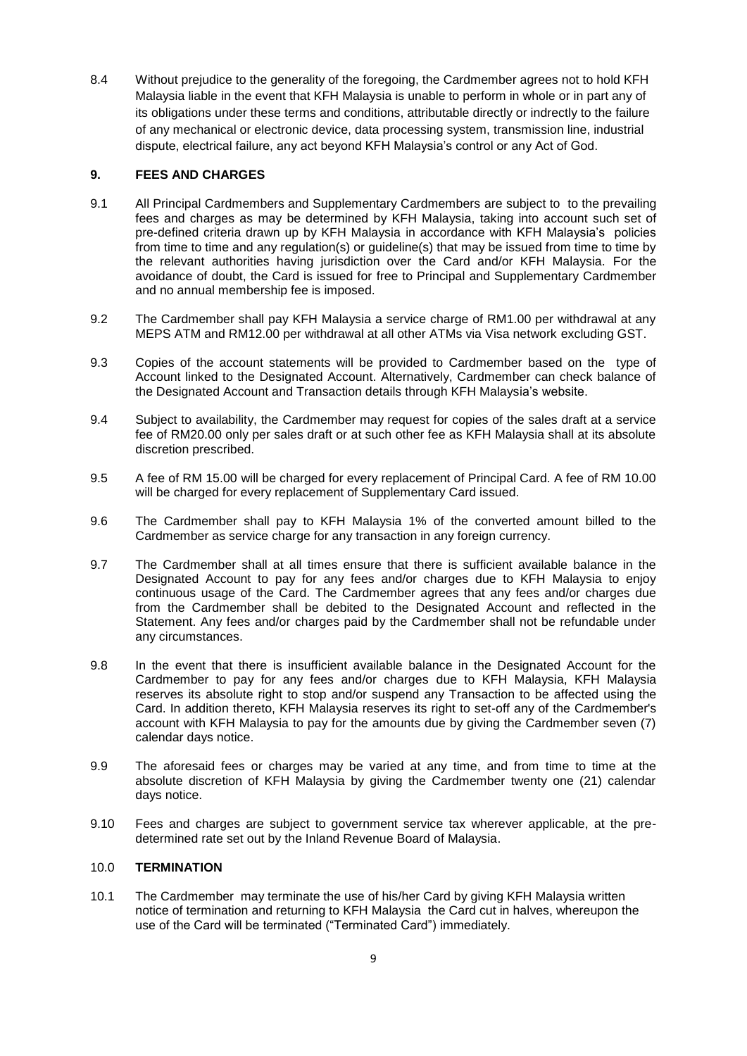8.4 Without prejudice to the generality of the foregoing, the Cardmember agrees not to hold KFH Malaysia liable in the event that KFH Malaysia is unable to perform in whole or in part any of its obligations under these terms and conditions, attributable directly or indrectly to the failure of any mechanical or electronic device, data processing system, transmission line, industrial dispute, electrical failure, any act beyond KFH Malaysia's control or any Act of God.

## 9. FEES AND CHARGES

9.1 All Principal Cardmembers and Supplementary Cardmembers are subject to to the prevailing fees and charges as may be determined by KFH Malaysia, taking into account such set of pre-defined criteria drawn up by KFH Malaysia in accordance with KFH Malaysia's policies from time to time and any regulation(s) or guideline(s) that may be issued from time to time by the relevant authorities having jurisdiction over the Card and/or KFH Malaysia. For the avoidance of doubt, the Card is issued for free to Principal and Supplementary Cardmember and no annual membership fee is imposed.

9.2 The Cardmember shall pay KFH Malaysia a service charge of RM1.00 per withdrawal at any MEPS ATM and RM12.00 per withdrawal at all other ATMs via Visa network excluding GST.

9.3 Copies of the account statements will be provided to Cardmember based on the type of Account linked to the Designated Account. Alternatively, Cardmember can check balance of the Designated Account and Transaction details through KFH Malaysia's website.

9.4 Subject to availability, the Cardmember may request for copies of the sales draft at a service fee of RM20.00 only per sales draft or at such other fee as KFH Malaysia shall at its absolute discretion prescribed.

9.5 A fee of RM 15.00 will be charged for every replacement of Principal Card. A fee of RM 10.00 will be charged for every replacement of Supplementary Card issued.

9.6 The Cardmember shall pay to KFH Malaysia 1% of the converted amount billed to the Cardmember as service charge for any transaction in any foreign currency.

9.7 The Cardmember shall at all times ensure that there is sufficient available balance in the Designated Account to pay for any fees and/or charges due to KFH Malaysia to enjoy continuous usage of the Card. The Cardmember agrees that any fees and/or charges due from the Cardmember shall be debited to the Designated Account and reflected in the Statement. Any fees and/or charges paid by the Cardmember shall not be refundable under any circumstances.

9.8 In the event that there is insufficient available balance in the Designated Account for the Cardmember to pay for any fees and/or charges due to KFH Malaysia, KFH Malaysia reserves its absolute right to stop and/or suspend any Transaction to be affected using the Card. In addition thereto, KFH Malaysia reserves its right to set-off any of the Cardmember's account with KFH Malaysia to pay for the amounts due by giving the Cardmember seven (7) calendar days notice.

9.9 The aforesaid fees or charges may be varied at any time, and from time to time at the absolute discretion of KFH Malaysia by giving the Cardmember twenty one (21) calendar days notice.

9.10 Fees and charges are subject to government service tax wherever applicable, at the pre-determined rate set out by the Inland Revenue Board of Malaysia.

## 10.0 TERMINATION

10.1 The Cardmember may terminate the use of his/her Card by giving KFH Malaysia written notice of termination and returning to KFH Malaysia the Card cut in halves, whereupon the use of the Card will be terminated ("Terminated Card") immediately.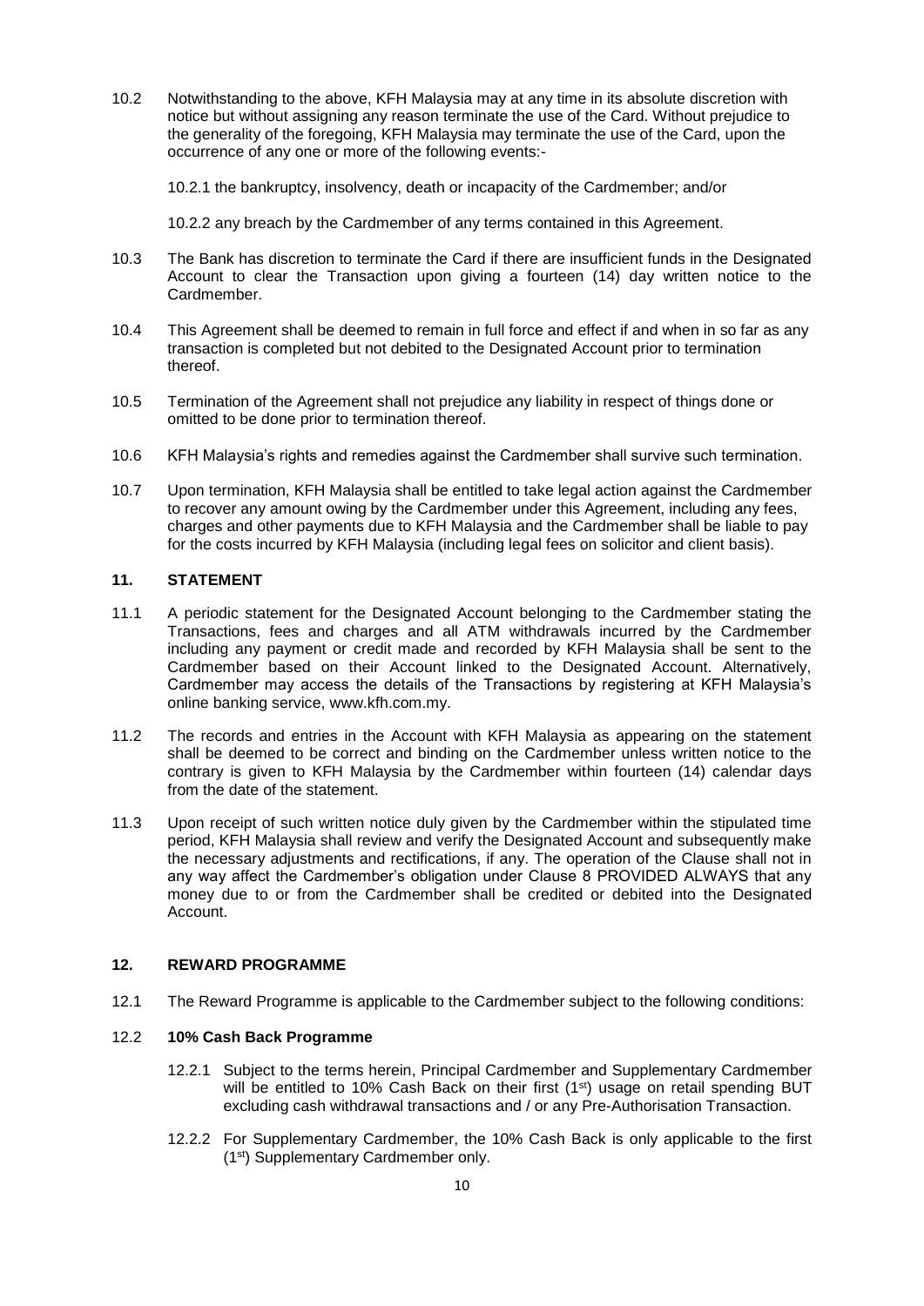10.2 Notwithstanding to the above, KFH Malaysia may at any time in its absolute discretion with notice but without assigning any reason terminate the use of the Card. Without prejudice to the generality of the foregoing, KFH Malaysia may terminate the use of the Card, upon the occurrence of any one or more of the following events:-

10.2.1 the bankruptcy, insolvency, death or incapacity of the Cardmember; and/or

10.2.2 any breach by the Cardmember of any terms contained in this Agreement.

10.3 The Bank has discretion to terminate the Card if there are insufficient funds in the Designated Account to clear the Transaction upon giving a fourteen (14) day written notice to the Cardmember.

10.4 This Agreement shall be deemed to remain in full force and effect if and when in so far as any transaction is completed but not debited to the Designated Account prior to termination thereof.

10.5 Termination of the Agreement shall not prejudice any liability in respect of things done or omitted to be done prior to termination thereof.

10.6 KFH Malaysia's rights and remedies against the Cardmember shall survive such termination.

10.7 Upon termination, KFH Malaysia shall be entitled to take legal action against the Cardmember to recover any amount owing by the Cardmember under this Agreement, including any fees, charges and other payments due to KFH Malaysia and the Cardmember shall be liable to pay for the costs incurred by KFH Malaysia (including legal fees on solicitor and client basis).

## 11. STATEMENT

11.1 A periodic statement for the Designated Account belonging to the Cardmember stating the Transactions, fees and charges and all ATM withdrawals incurred by the Cardmember including any payment or credit made and recorded by KFH Malaysia shall be sent to the Cardmember based on their Account linked to the Designated Account. Alternatively, Cardmember may access the details of the Transactions by registering at KFH Malaysia's online banking service, www.kfh.com.my.

11.2 The records and entries in the Account with KFH Malaysia as appearing on the statement shall be deemed to be correct and binding on the Cardmember unless written notice to the contrary is given to KFH Malaysia by the Cardmember within fourteen (14) calendar days from the date of the statement.

11.3 Upon receipt of such written notice duly given by the Cardmember within the stipulated time period, KFH Malaysia shall review and verify the Designated Account and subsequently make the necessary adjustments and rectifications, if any. The operation of the Clause shall not in any way affect the Cardmember's obligation under Clause 8 PROVIDED ALWAYS that any money due to or from the Cardmember shall be credited or debited into the Designated Account.

## 12. REWARD PROGRAMME

12.1 The Reward Programme is applicable to the Cardmember subject to the following conditions:

12.2 **10% Cash Back Programme**

12.2.1 Subject to the terms herein, Principal Cardmember and Supplementary Cardmember will be entitled to 10% Cash Back on their first (1st) usage on retail spending BUT excluding cash withdrawal transactions and / or any Pre-Authorisation Transaction.

12.2.2 For Supplementary Cardmember, the 10% Cash Back is only applicable to the first (1st) Supplementary Cardmember only.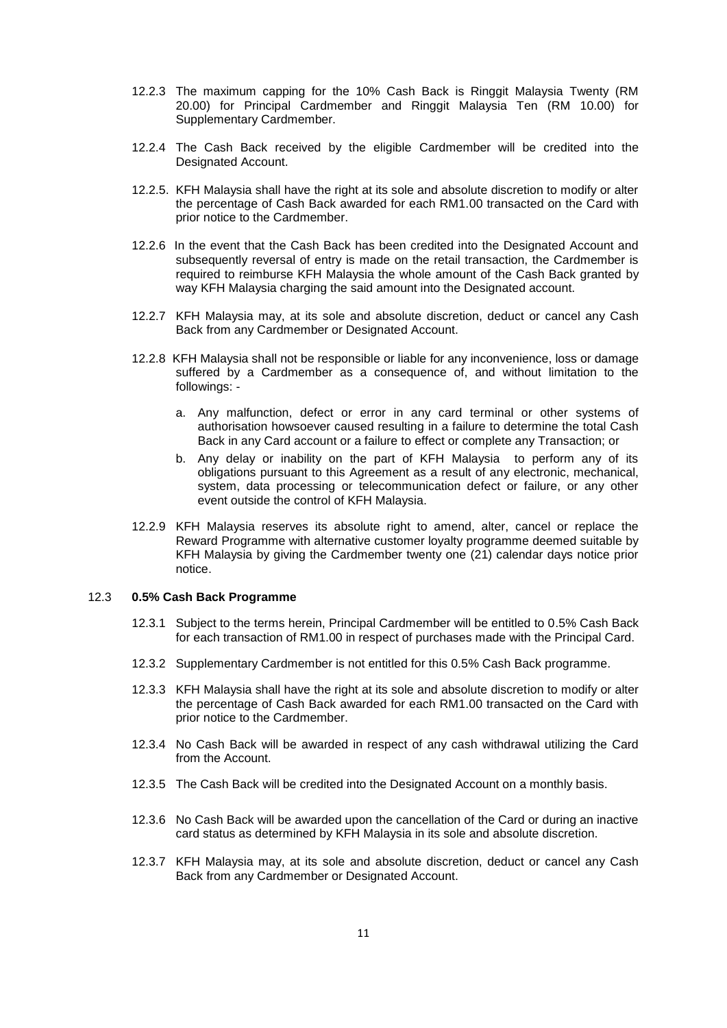12.2.3 The maximum capping for the 10% Cash Back is Ringgit Malaysia Twenty (RM 20.00) for Principal Cardmember and Ringgit Malaysia Ten (RM 10.00) for Supplementary Cardmember.

12.2.4 The Cash Back received by the eligible Cardmember will be credited into the Designated Account.

12.2.5. KFH Malaysia shall have the right at its sole and absolute discretion to modify or alter the percentage of Cash Back awarded for each RM1.00 transacted on the Card with prior notice to the Cardmember.

12.2.6 In the event that the Cash Back has been credited into the Designated Account and subsequently reversal of entry is made on the retail transaction, the Cardmember is required to reimburse KFH Malaysia the whole amount of the Cash Back granted by way KFH Malaysia charging the said amount into the Designated account.

12.2.7 KFH Malaysia may, at its sole and absolute discretion, deduct or cancel any Cash Back from any Cardmember or Designated Account.

12.2.8 KFH Malaysia shall not be responsible or liable for any inconvenience, loss or damage suffered by a Cardmember as a consequence of, and without limitation to the followings: -

a. Any malfunction, defect or error in any card terminal or other systems of authorisation howsoever caused resulting in a failure to determine the total Cash Back in any Card account or a failure to effect or complete any Transaction; or

b. Any delay or inability on the part of KFH Malaysia to perform any of its obligations pursuant to this Agreement as a result of any electronic, mechanical, system, data processing or telecommunication defect or failure, or any other event outside the control of KFH Malaysia.

12.2.9 KFH Malaysia reserves its absolute right to amend, alter, cancel or replace the Reward Programme with alternative customer loyalty programme deemed suitable by KFH Malaysia by giving the Cardmember twenty one (21) calendar days notice prior notice.

12.3 **0.5% Cash Back Programme**

12.3.1 Subject to the terms herein, Principal Cardmember will be entitled to 0.5% Cash Back for each transaction of RM1.00 in respect of purchases made with the Principal Card.

12.3.2 Supplementary Cardmember is not entitled for this 0.5% Cash Back programme.

12.3.3 KFH Malaysia shall have the right at its sole and absolute discretion to modify or alter the percentage of Cash Back awarded for each RM1.00 transacted on the Card with prior notice to the Cardmember.

12.3.4 No Cash Back will be awarded in respect of any cash withdrawal utilizing the Card from the Account.

12.3.5 The Cash Back will be credited into the Designated Account on a monthly basis.

12.3.6 No Cash Back will be awarded upon the cancellation of the Card or during an inactive card status as determined by KFH Malaysia in its sole and absolute discretion.

12.3.7 KFH Malaysia may, at its sole and absolute discretion, deduct or cancel any Cash Back from any Cardmember or Designated Account.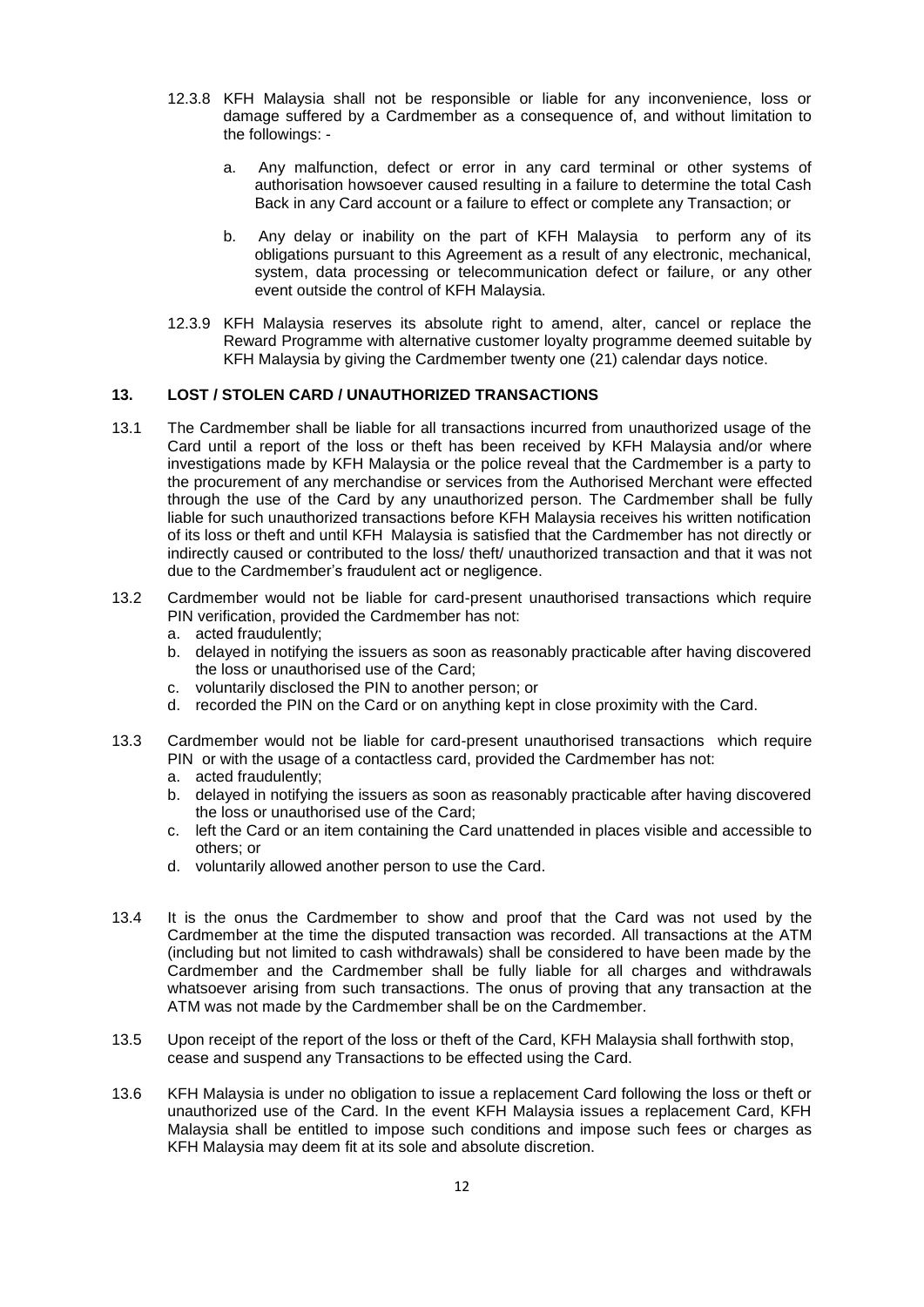12.3.8 KFH Malaysia shall not be responsible or liable for any inconvenience, loss or damage suffered by a Cardmember as a consequence of, and without limitation to the followings: -

a. Any malfunction, defect or error in any card terminal or other systems of authorisation howsoever caused resulting in a failure to determine the total Cash Back in any Card account or a failure to effect or complete any Transaction; or

b. Any delay or inability on the part of KFH Malaysia to perform any of its obligations pursuant to this Agreement as a result of any electronic, mechanical, system, data processing or telecommunication defect or failure, or any other event outside the control of KFH Malaysia.

12.3.9 KFH Malaysia reserves its absolute right to amend, alter, cancel or replace the Reward Programme with alternative customer loyalty programme deemed suitable by KFH Malaysia by giving the Cardmember twenty one (21) calendar days notice.

## 13. LOST / STOLEN CARD / UNAUTHORIZED TRANSACTIONS

13.1 The Cardmember shall be liable for all transactions incurred from unauthorized usage of the Card until a report of the loss or theft has been received by KFH Malaysia and/or where investigations made by KFH Malaysia or the police reveal that the Cardmember is a party to the procurement of any merchandise or services from the Authorised Merchant were effected through the use of the Card by any unauthorized person. The Cardmember shall be fully liable for such unauthorized transactions before KFH Malaysia receives his written notification of its loss or theft and until KFH Malaysia is satisfied that the Cardmember has not directly or indirectly caused or contributed to the loss/ theft/ unauthorized transaction and that it was not due to the Cardmember's fraudulent act or negligence.

13.2 Cardmember would not be liable for card-present unauthorised transactions which require PIN verification, provided the Cardmember has not:

a. acted fraudulently;
b. delayed in notifying the issuers as soon as reasonably practicable after having discovered the loss or unauthorised use of the Card;
c. voluntarily disclosed the PIN to another person; or
d. recorded the PIN on the Card or on anything kept in close proximity with the Card.

13.3 Cardmember would not be liable for card-present unauthorised transactions which require PIN or with the usage of a contactless card, provided the Cardmember has not:

a. acted fraudulently;
b. delayed in notifying the issuers as soon as reasonably practicable after having discovered the loss or unauthorised use of the Card;
c. left the Card or an item containing the Card unattended in places visible and accessible to others; or
d. voluntarily allowed another person to use the Card.

13.4 It is the onus the Cardmember to show and proof that the Card was not used by the Cardmember at the time the disputed transaction was recorded. All transactions at the ATM (including but not limited to cash withdrawals) shall be considered to have been made by the Cardmember and the Cardmember shall be fully liable for all charges and withdrawals whatsoever arising from such transactions. The onus of proving that any transaction at the ATM was not made by the Cardmember shall be on the Cardmember.

13.5 Upon receipt of the report of the loss or theft of the Card, KFH Malaysia shall forthwith stop, cease and suspend any Transactions to be effected using the Card.

13.6 KFH Malaysia is under no obligation to issue a replacement Card following the loss or theft or unauthorized use of the Card. In the event KFH Malaysia issues a replacement Card, KFH Malaysia shall be entitled to impose such conditions and impose such fees or charges as KFH Malaysia may deem fit at its sole and absolute discretion.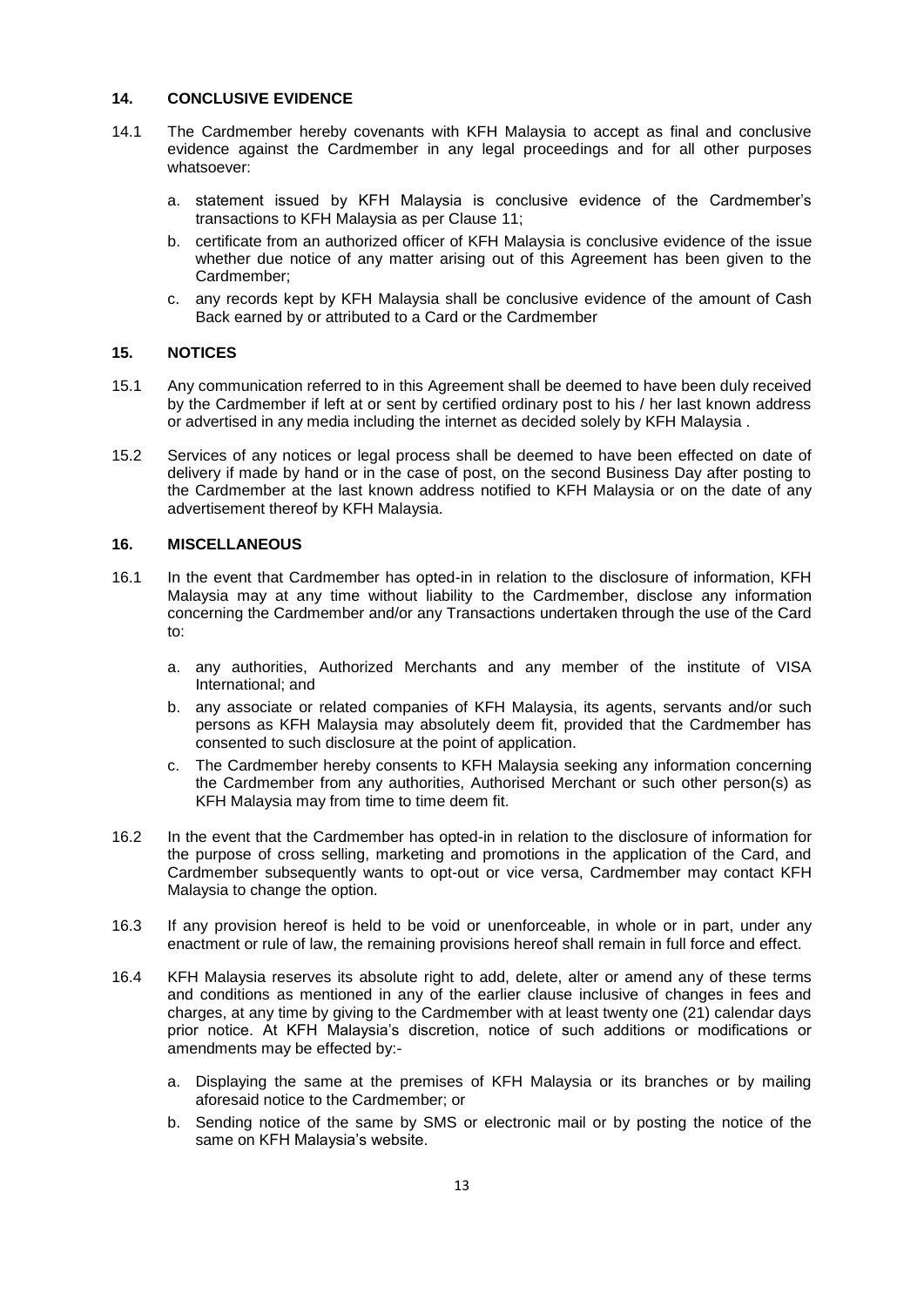## 14. CONCLUSIVE EVIDENCE

14.1 The Cardmember hereby covenants with KFH Malaysia to accept as final and conclusive evidence against the Cardmember in any legal proceedings and for all other purposes whatsoever:

a. statement issued by KFH Malaysia is conclusive evidence of the Cardmember's transactions to KFH Malaysia as per Clause 11;

b. certificate from an authorized officer of KFH Malaysia is conclusive evidence of the issue whether due notice of any matter arising out of this Agreement has been given to the Cardmember;

c. any records kept by KFH Malaysia shall be conclusive evidence of the amount of Cash Back earned by or attributed to a Card or the Cardmember

## 15. NOTICES

15.1 Any communication referred to in this Agreement shall be deemed to have been duly received by the Cardmember if left at or sent by certified ordinary post to his / her last known address or advertised in any media including the internet as decided solely by KFH Malaysia .

15.2 Services of any notices or legal process shall be deemed to have been effected on date of delivery if made by hand or in the case of post, on the second Business Day after posting to the Cardmember at the last known address notified to KFH Malaysia or on the date of any advertisement thereof by KFH Malaysia.

## 16. MISCELLANEOUS

16.1 In the event that Cardmember has opted-in in relation to the disclosure of information, KFH Malaysia may at any time without liability to the Cardmember, disclose any information concerning the Cardmember and/or any Transactions undertaken through the use of the Card to:

a. any authorities, Authorized Merchants and any member of the institute of VISA International; and

b. any associate or related companies of KFH Malaysia, its agents, servants and/or such persons as KFH Malaysia may absolutely deem fit, provided that the Cardmember has consented to such disclosure at the point of application.

c. The Cardmember hereby consents to KFH Malaysia seeking any information concerning the Cardmember from any authorities, Authorised Merchant or such other person(s) as KFH Malaysia may from time to time deem fit.

16.2 In the event that the Cardmember has opted-in in relation to the disclosure of information for the purpose of cross selling, marketing and promotions in the application of the Card, and Cardmember subsequently wants to opt-out or vice versa, Cardmember may contact KFH Malaysia to change the option.

16.3 If any provision hereof is held to be void or unenforceable, in whole or in part, under any enactment or rule of law, the remaining provisions hereof shall remain in full force and effect.

16.4 KFH Malaysia reserves its absolute right to add, delete, alter or amend any of these terms and conditions as mentioned in any of the earlier clause inclusive of changes in fees and charges, at any time by giving to the Cardmember with at least twenty one (21) calendar days prior notice. At KFH Malaysia's discretion, notice of such additions or modifications or amendments may be effected by:-

a. Displaying the same at the premises of KFH Malaysia or its branches or by mailing aforesaid notice to the Cardmember; or

b. Sending notice of the same by SMS or electronic mail or by posting the notice of the same on KFH Malaysia's website.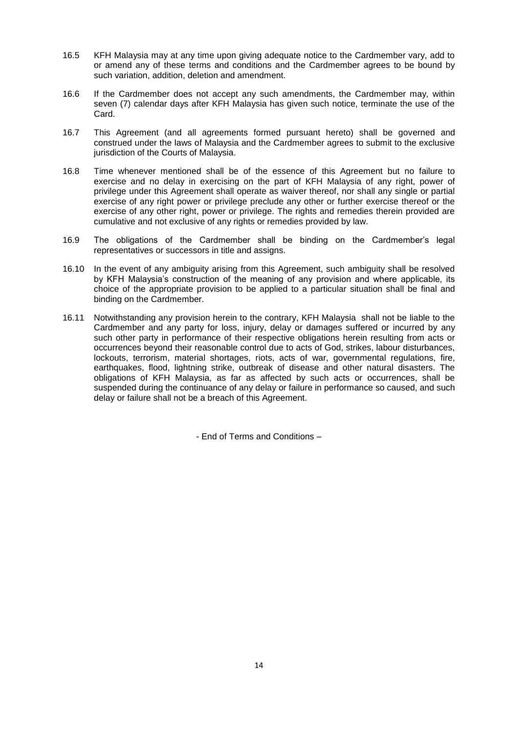16.5 KFH Malaysia may at any time upon giving adequate notice to the Cardmember vary, add to or amend any of these terms and conditions and the Cardmember agrees to be bound by such variation, addition, deletion and amendment.

16.6 If the Cardmember does not accept any such amendments, the Cardmember may, within seven (7) calendar days after KFH Malaysia has given such notice, terminate the use of the Card.

16.7 This Agreement (and all agreements formed pursuant hereto) shall be governed and construed under the laws of Malaysia and the Cardmember agrees to submit to the exclusive jurisdiction of the Courts of Malaysia.

16.8 Time whenever mentioned shall be of the essence of this Agreement but no failure to exercise and no delay in exercising on the part of KFH Malaysia of any right, power of privilege under this Agreement shall operate as waiver thereof, nor shall any single or partial exercise of any right power or privilege preclude any other or further exercise thereof or the exercise of any other right, power or privilege. The rights and remedies therein provided are cumulative and not exclusive of any rights or remedies provided by law.

16.9 The obligations of the Cardmember shall be binding on the Cardmember's legal representatives or successors in title and assigns.

16.10 In the event of any ambiguity arising from this Agreement, such ambiguity shall be resolved by KFH Malaysia's construction of the meaning of any provision and where applicable, its choice of the appropriate provision to be applied to a particular situation shall be final and binding on the Cardmember.

16.11 Notwithstanding any provision herein to the contrary, KFH Malaysia shall not be liable to the Cardmember and any party for loss, injury, delay or damages suffered or incurred by any such other party in performance of their respective obligations herein resulting from acts or occurrences beyond their reasonable control due to acts of God, strikes, labour disturbances, lockouts, terrorism, material shortages, riots, acts of war, governmental regulations, fire, earthquakes, flood, lightning strike, outbreak of disease and other natural disasters. The obligations of KFH Malaysia, as far as affected by such acts or occurrences, shall be suspended during the continuance of any delay or failure in performance so caused, and such delay or failure shall not be a breach of this Agreement.

- End of Terms and Conditions –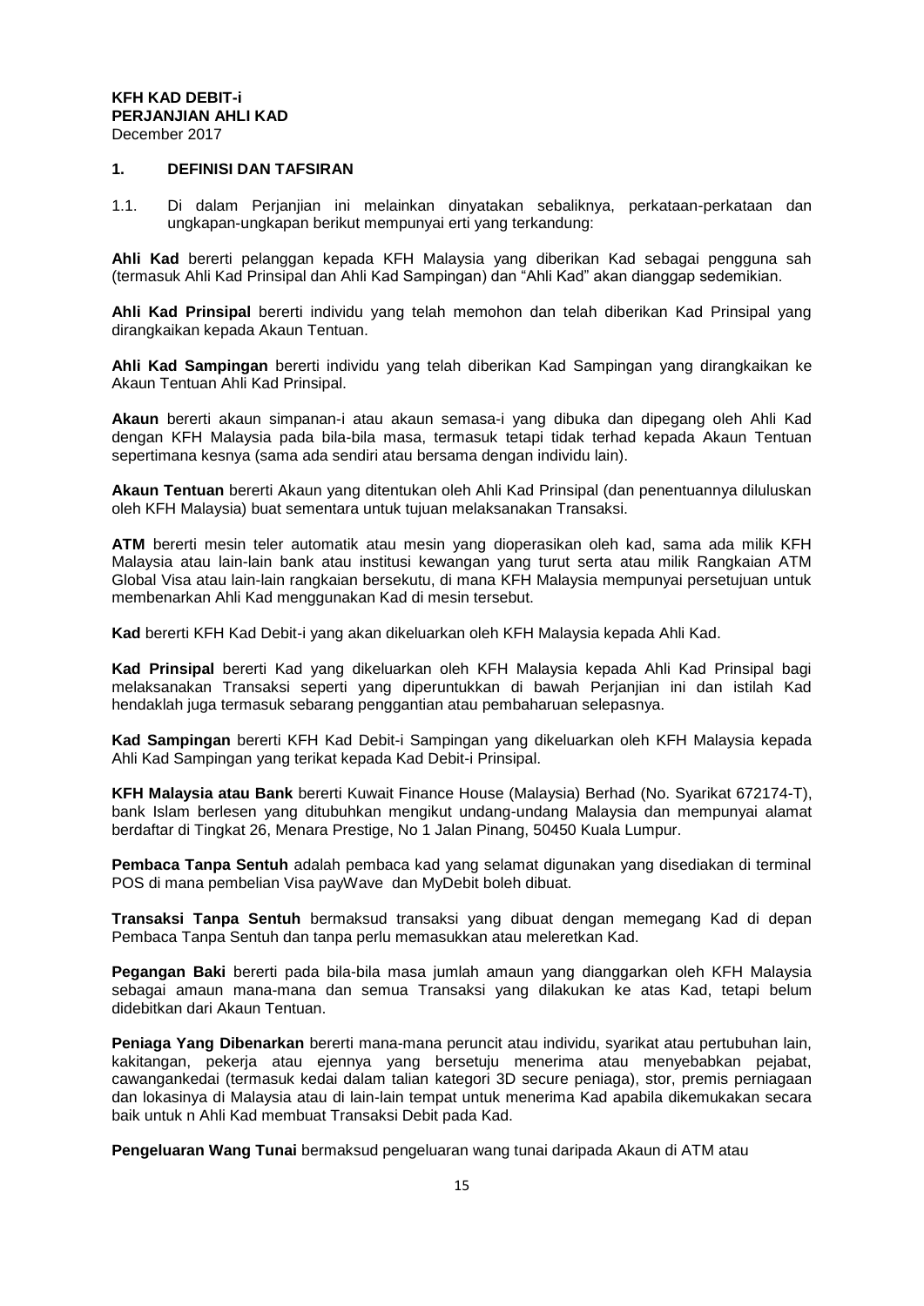**KFH KAD DEBIT-i**
**PERJANJIAN AHLI KAD**
December 2017

## 1. DEFINISI DAN TAFSIRAN

1.1. Di dalam Perjanjian ini melainkan dinyatakan sebaliknya, perkataan-perkataan dan ungkapan-ungkapan berikut mempunyai erti yang terkandung:

**Ahli Kad** bererti pelanggan kepada KFH Malaysia yang diberikan Kad sebagai pengguna sah (termasuk Ahli Kad Prinsipal dan Ahli Kad Sampingan) dan "Ahli Kad" akan dianggap sedemikian.

**Ahli Kad Prinsipal** bererti individu yang telah memohon dan telah diberikan Kad Prinsipal yang dirangkaikan kepada Akaun Tentuan.

**Ahli Kad Sampingan** bererti individu yang telah diberikan Kad Sampingan yang dirangkaikan ke Akaun Tentuan Ahli Kad Prinsipal.

**Akaun** bererti akaun simpanan-i atau akaun semasa-i yang dibuka dan dipegang oleh Ahli Kad dengan KFH Malaysia pada bila-bila masa, termasuk tetapi tidak terhad kepada Akaun Tentuan sepertimana kesnya (sama ada sendiri atau bersama dengan individu lain).

**Akaun Tentuan** bererti Akaun yang ditentukan oleh Ahli Kad Prinsipal (dan penentuannya diluluskan oleh KFH Malaysia) buat sementara untuk tujuan melaksanakan Transaksi.

**ATM** bererti mesin teler automatik atau mesin yang dioperasikan oleh kad, sama ada milik KFH Malaysia atau lain-lain bank atau institusi kewangan yang turut serta atau milik Rangkaian ATM Global Visa atau lain-lain rangkaian bersekutu, di mana KFH Malaysia mempunyai persetujuan untuk membenarkan Ahli Kad menggunakan Kad di mesin tersebut.

**Kad** bererti KFH Kad Debit-i yang akan dikeluarkan oleh KFH Malaysia kepada Ahli Kad.

**Kad Prinsipal** bererti Kad yang dikeluarkan oleh KFH Malaysia kepada Ahli Kad Prinsipal bagi melaksanakan Transaksi seperti yang diperuntukkan di bawah Perjanjian ini dan istilah Kad hendaklah juga termasuk sebarang penggantian atau pembaharuan selepasnya.

**Kad Sampingan** bererti KFH Kad Debit-i Sampingan yang dikeluarkan oleh KFH Malaysia kepada Ahli Kad Sampingan yang terikat kepada Kad Debit-i Prinsipal.

**KFH Malaysia atau Bank** bererti Kuwait Finance House (Malaysia) Berhad (No. Syarikat 672174-T), bank Islam berlesen yang ditubuhkan mengikut undang-undang Malaysia dan mempunyai alamat berdaftar di Tingkat 26, Menara Prestige, No 1 Jalan Pinang, 50450 Kuala Lumpur.

**Pembaca Tanpa Sentuh** adalah pembaca kad yang selamat digunakan yang disediakan di terminal POS di mana pembelian Visa payWave dan MyDebit boleh dibuat.

**Transaksi Tanpa Sentuh** bermaksud transaksi yang dibuat dengan memegang Kad di depan Pembaca Tanpa Sentuh dan tanpa perlu memasukkan atau meleretkan Kad.

**Pegangan Baki** bererti pada bila-bila masa jumlah amaun yang dianggarkan oleh KFH Malaysia sebagai amaun mana-mana dan semua Transaksi yang dilakukan ke atas Kad, tetapi belum didebitkan dari Akaun Tentuan.

**Peniaga Yang Dibenarkan** bererti mana-mana peruncit atau individu, syarikat atau pertubuhan lain, kakitangan, pekerja atau ejennya yang bersetuju menerima atau menyebabkan pejabat, cawangankedai (termasuk kedai dalam talian kategori 3D secure peniaga), stor, premis perniagaan dan lokasinya di Malaysia atau di lain-lain tempat untuk menerima Kad apabila dikemukakan secara baik untuk n Ahli Kad membuat Transaksi Debit pada Kad.

**Pengeluaran Wang Tunai** bermaksud pengeluaran wang tunai daripada Akaun di ATM atau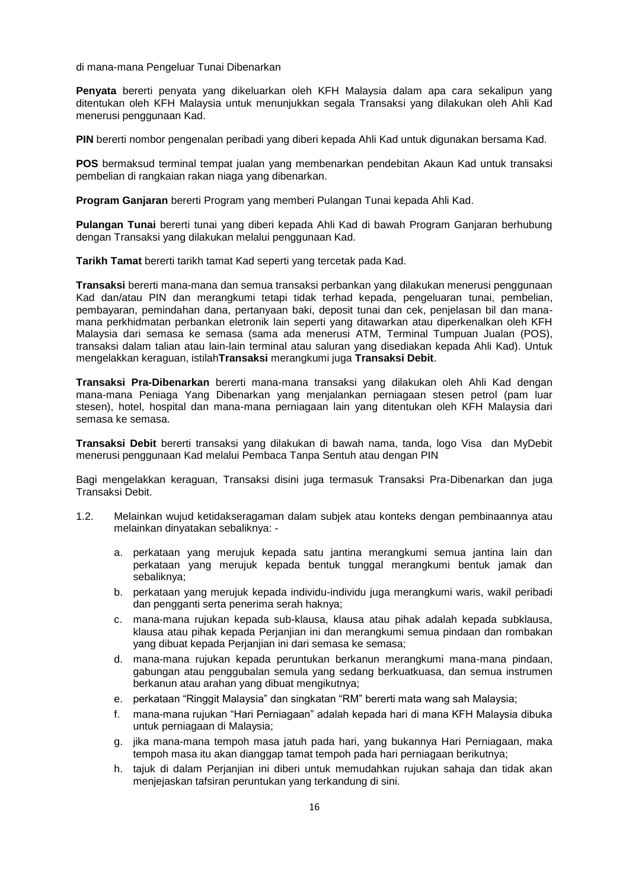di mana-mana Pengeluar Tunai Dibenarkan

**Penyata** bererti penyata yang dikeluarkan oleh KFH Malaysia dalam apa cara sekalipun yang ditentukan oleh KFH Malaysia untuk menunjukkan segala Transaksi yang dilakukan oleh Ahli Kad menerusi penggunaan Kad.

**PIN** bererti nombor pengenalan peribadi yang diberi kepada Ahli Kad untuk digunakan bersama Kad.

**POS** bermaksud terminal tempat jualan yang membenarkan pendebitan Akaun Kad untuk transaksi pembelian di rangkaian rakan niaga yang dibenarkan.

**Program Ganjaran** bererti Program yang memberi Pulangan Tunai kepada Ahli Kad.

**Pulangan Tunai** bererti tunai yang diberi kepada Ahli Kad di bawah Program Ganjaran berhubung dengan Transaksi yang dilakukan melalui penggunaan Kad.

**Tarikh Tamat** bererti tarikh tamat Kad seperti yang tercetak pada Kad.

**Transaksi** bererti mana-mana dan semua transaksi perbankan yang dilakukan menerusi penggunaan Kad dan/atau PIN dan merangkumi tetapi tidak terhad kepada, pengeluaran tunai, pembelian, pembayaran, pemindahan dana, pertanyaan baki, deposit tunai dan cek, penjelasan bil dan mana-mana perkhidmatan perbankan eletronik lain seperti yang ditawarkan atau diperkenalkan oleh KFH Malaysia dari semasa ke semasa (sama ada menerusi ATM, Terminal Tumpuan Jualan (POS), transaksi dalam talian atau lain-lain terminal atau saluran yang disediakan kepada Ahli Kad). Untuk mengelakkan keraguan, istilah**Transaksi** merangkumi juga **Transaksi Debit**.

**Transaksi Pra-Dibenarkan** bererti mana-mana transaksi yang dilakukan oleh Ahli Kad dengan mana-mana Peniaga Yang Dibenarkan yang menjalankan perniagaan stesen petrol (pam luar stesen), hotel, hospital dan mana-mana perniagaan lain yang ditentukan oleh KFH Malaysia dari semasa ke semasa.

**Transaksi Debit** bererti transaksi yang dilakukan di bawah nama, tanda, logo Visa dan MyDebit menerusi penggunaan Kad melalui Pembaca Tanpa Sentuh atau dengan PIN

Bagi mengelakkan keraguan, Transaksi disini juga termasuk Transaksi Pra-Dibenarkan dan juga Transaksi Debit.

1.2. Melainkan wujud ketidakseragaman dalam subjek atau konteks dengan pembinaannya atau melainkan dinyatakan sebaliknya: -

   a. perkataan yang merujuk kepada satu jantina merangkumi semua jantina lain dan perkataan yang merujuk kepada bentuk tunggal merangkumi bentuk jamak dan sebaliknya;
   b. perkataan yang merujuk kepada individu-individu juga merangkumi waris, wakil peribadi dan pengganti serta penerima serah haknya;
   c. mana-mana rujukan kepada sub-klausa, klausa atau pihak adalah kepada subklausa, klausa atau pihak kepada Perjanjian ini dan merangkumi semua pindaan dan rombakan yang dibuat kepada Perjanjian ini dari semasa ke semasa;
   d. mana-mana rujukan kepada peruntukan berkanun merangkumi mana-mana pindaan, gabungan atau penggubalan semula yang sedang berkuatkuasa, dan semua instrumen berkanun atau arahan yang dibuat mengikutnya;
   e. perkataan “Ringgit Malaysia” dan singkatan “RM” bererti mata wang sah Malaysia;
   f. mana-mana rujukan “Hari Perniagaan” adalah kepada hari di mana KFH Malaysia dibuka untuk perniagaan di Malaysia;
   g. jika mana-mana tempoh masa jatuh pada hari, yang bukannya Hari Perniagaan, maka tempoh masa itu akan dianggap tamat tempoh pada hari perniagaan berikutnya;
   h. tajuk di dalam Perjanjian ini diberi untuk memudahkan rujukan sahaja dan tidak akan menjejaskan tafsiran peruntukan yang terkandung di sini.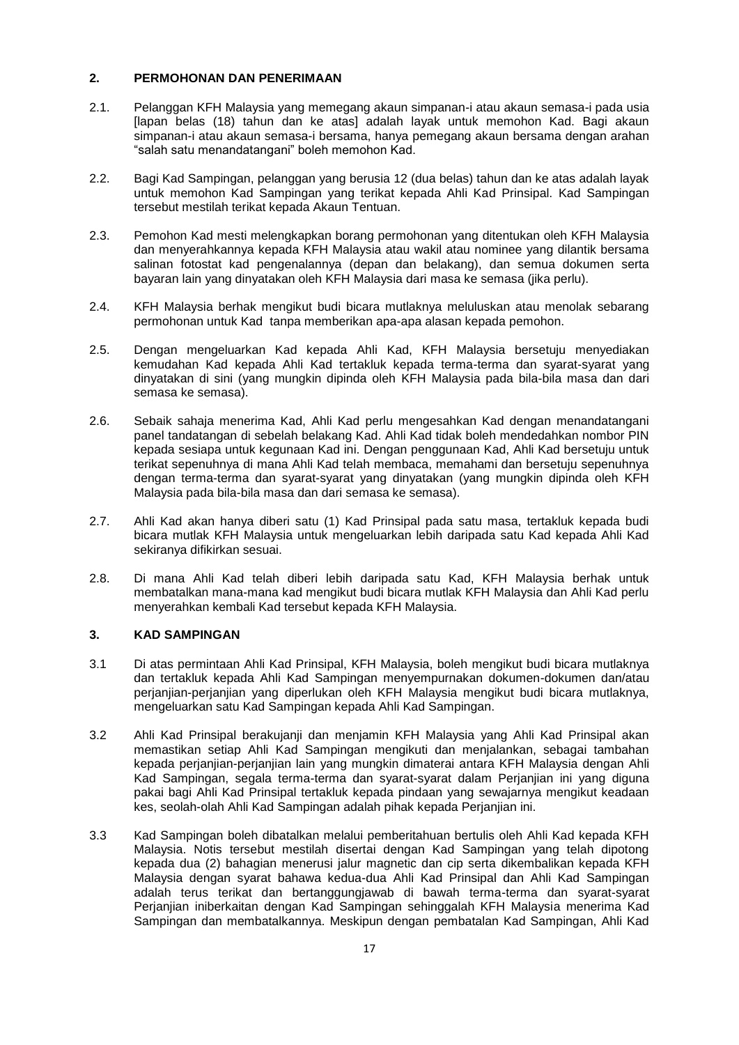## 2. PERMOHONAN DAN PENERIMAAN

2.1. Pelanggan KFH Malaysia yang memegang akaun simpanan-i atau akaun semasa-i pada usia [lapan belas (18) tahun dan ke atas] adalah layak untuk memohon Kad. Bagi akaun simpanan-i atau akaun semasa-i bersama, hanya pemegang akaun bersama dengan arahan "salah satu menandatangani" boleh memohon Kad.

2.2. Bagi Kad Sampingan, pelanggan yang berusia 12 (dua belas) tahun dan ke atas adalah layak untuk memohon Kad Sampingan yang terikat kepada Ahli Kad Prinsipal. Kad Sampingan tersebut mestilah terikat kepada Akaun Tentuan.

2.3. Pemohon Kad mesti melengkapkan borang permohonan yang ditentukan oleh KFH Malaysia dan menyerahkannya kepada KFH Malaysia atau wakil atau nominee yang dilantik bersama salinan fotostat kad pengenalannya (depan dan belakang), dan semua dokumen serta bayaran lain yang dinyatakan oleh KFH Malaysia dari masa ke semasa (jika perlu).

2.4. KFH Malaysia berhak mengikut budi bicara mutlaknya meluluskan atau menolak sebarang permohonan untuk Kad tanpa memberikan apa-apa alasan kepada pemohon.

2.5. Dengan mengeluarkan Kad kepada Ahli Kad, KFH Malaysia bersetuju menyediakan kemudahan Kad kepada Ahli Kad tertakluk kepada terma-terma dan syarat-syarat yang dinyatakan di sini (yang mungkin dipinda oleh KFH Malaysia pada bila-bila masa dan dari semasa ke semasa).

2.6. Sebaik sahaja menerima Kad, Ahli Kad perlu mengesahkan Kad dengan menandatangani panel tandatangan di sebelah belakang Kad. Ahli Kad tidak boleh mendedahkan nombor PIN kepada sesiapa untuk kegunaan Kad ini. Dengan penggunaan Kad, Ahli Kad bersetuju untuk terikat sepenuhnya di mana Ahli Kad telah membaca, memahami dan bersetuju sepenuhnya dengan terma-terma dan syarat-syarat yang dinyatakan (yang mungkin dipinda oleh KFH Malaysia pada bila-bila masa dan dari semasa ke semasa).

2.7. Ahli Kad akan hanya diberi satu (1) Kad Prinsipal pada satu masa, tertakluk kepada budi bicara mutlak KFH Malaysia untuk mengeluarkan lebih daripada satu Kad kepada Ahli Kad sekiranya difikirkan sesuai.

2.8. Di mana Ahli Kad telah diberi lebih daripada satu Kad, KFH Malaysia berhak untuk membatalkan mana-mana kad mengikut budi bicara mutlak KFH Malaysia dan Ahli Kad perlu menyerahkan kembali Kad tersebut kepada KFH Malaysia.

## 3. KAD SAMPINGAN

3.1 Di atas permintaan Ahli Kad Prinsipal, KFH Malaysia, boleh mengikut budi bicara mutlaknya dan tertakluk kepada Ahli Kad Sampingan menyempurnakan dokumen-dokumen dan/atau perjanjian-perjanjian yang diperlukan oleh KFH Malaysia mengikut budi bicara mutlaknya, mengeluarkan satu Kad Sampingan kepada Ahli Kad Sampingan.

3.2 Ahli Kad Prinsipal berakujanji dan menjamin KFH Malaysia yang Ahli Kad Prinsipal akan memastikan setiap Ahli Kad Sampingan mengikuti dan menjalankan, sebagai tambahan kepada perjanjian-perjanjian lain yang mungkin dimaterai antara KFH Malaysia dengan Ahli Kad Sampingan, segala terma-terma dan syarat-syarat dalam Perjanjian ini yang diguna pakai bagi Ahli Kad Prinsipal tertakluk kepada pindaan yang sewajarnya mengikut keadaan kes, seolah-olah Ahli Kad Sampingan adalah pihak kepada Perjanjian ini.

3.3 Kad Sampingan boleh dibatalkan melalui pemberitahuan bertulis oleh Ahli Kad kepada KFH Malaysia. Notis tersebut mestilah disertai dengan Kad Sampingan yang telah dipotong kepada dua (2) bahagian menerusi jalur magnetic dan cip serta dikembalikan kepada KFH Malaysia dengan syarat bahawa kedua-dua Ahli Kad Prinsipal dan Ahli Kad Sampingan adalah terus terikat dan bertanggungjawab di bawah terma-terma dan syarat-syarat Perjanjian iniberkaitan dengan Kad Sampingan sehinggalah KFH Malaysia menerima Kad Sampingan dan membatalkannya. Meskipun dengan pembatalan Kad Sampingan, Ahli Kad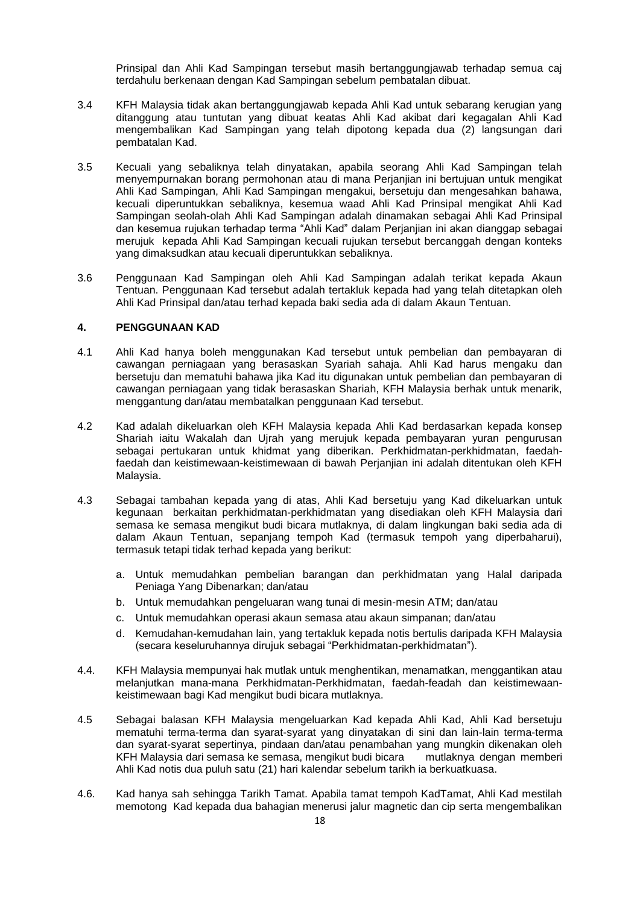Prinsipal dan Ahli Kad Sampingan tersebut masih bertanggungjawab terhadap semua caj terdahulu berkenaan dengan Kad Sampingan sebelum pembatalan dibuat.

3.4 KFH Malaysia tidak akan bertanggungjawab kepada Ahli Kad untuk sebarang kerugian yang ditanggung atau tuntutan yang dibuat keatas Ahli Kad akibat dari kegagalan Ahli Kad mengembalikan Kad Sampingan yang telah dipotong kepada dua (2) langsungan dari pembatalan Kad.

3.5 Kecuali yang sebaliknya telah dinyatakan, apabila seorang Ahli Kad Sampingan telah menyempurnakan borang permohonan atau di mana Perjanjian ini bertujuan untuk mengikat Ahli Kad Sampingan, Ahli Kad Sampingan mengakui, bersetuju dan mengesahkan bahawa, kecuali diperuntukkan sebaliknya, kesemua waad Ahli Kad Prinsipal mengikat Ahli Kad Sampingan seolah-olah Ahli Kad Sampingan adalah dinamakan sebagai Ahli Kad Prinsipal dan kesemua rujukan terhadap terma "Ahli Kad" dalam Perjanjian ini akan dianggap sebagai merujuk kepada Ahli Kad Sampingan kecuali rujukan tersebut bercanggah dengan konteks yang dimaksudkan atau kecuali diperuntukkan sebaliknya.

3.6 Penggunaan Kad Sampingan oleh Ahli Kad Sampingan adalah terikat kepada Akaun Tentuan. Penggunaan Kad tersebut adalah tertakluk kepada had yang telah ditetapkan oleh Ahli Kad Prinsipal dan/atau terhad kepada baki sedia ada di dalam Akaun Tentuan.

## 4. PENGGUNAAN KAD

4.1 Ahli Kad hanya boleh menggunakan Kad tersebut untuk pembelian dan pembayaran di cawangan perniagaan yang berasaskan Syariah sahaja. Ahli Kad harus mengaku dan bersetuju dan mematuhi bahawa jika Kad itu digunakan untuk pembelian dan pembayaran di cawangan perniagaan yang tidak berasaskan Shariah, KFH Malaysia berhak untuk menarik, menggantung dan/atau membatalkan penggunaan Kad tersebut.

4.2 Kad adalah dikeluarkan oleh KFH Malaysia kepada Ahli Kad berdasarkan kepada konsep Shariah iaitu Wakalah dan Ujrah yang merujuk kepada pembayaran yuran pengurusan sebagai pertukaran untuk khidmat yang diberikan. Perkhidmatan-perkhidmatan, faedah-faedah dan keistimewaan-keistimewaan di bawah Perjanjian ini adalah ditentukan oleh KFH Malaysia.

4.3 Sebagai tambahan kepada yang di atas, Ahli Kad bersetuju yang Kad dikeluarkan untuk kegunaan berkaitan perkhidmatan-perkhidmatan yang disediakan oleh KFH Malaysia dari semasa ke semasa mengikut budi bicara mutlaknya, di dalam lingkungan baki sedia ada di dalam Akaun Tentuan, sepanjang tempoh Kad (termasuk tempoh yang diperbaharui), termasuk tetapi tidak terhad kepada yang berikut:

a. Untuk memudahkan pembelian barangan dan perkhidmatan yang Halal daripada Peniaga Yang Dibenarkan; dan/atau
b. Untuk memudahkan pengeluaran wang tunai di mesin-mesin ATM; dan/atau
c. Untuk memudahkan operasi akaun semasa atau akaun simpanan; dan/atau
d. Kemudahan-kemudahan lain, yang tertakluk kepada notis bertulis daripada KFH Malaysia (secara keseluruhannya dirujuk sebagai "Perkhidmatan-perkhidmatan").

4.4. KFH Malaysia mempunyai hak mutlak untuk menghentikan, menamatkan, menggantikan atau melanjutkan mana-mana Perkhidmatan-Perkhidmatan, faedah-feadah dan keistimewaan-keistimewaan bagi Kad mengikut budi bicara mutlaknya.

4.5 Sebagai balasan KFH Malaysia mengeluarkan Kad kepada Ahli Kad, Ahli Kad bersetuju mematuhi terma-terma dan syarat-syarat yang dinyatakan di sini dan lain-lain terma-terma dan syarat-syarat sepertinya, pindaan dan/atau penambahan yang mungkin dikenakan oleh KFH Malaysia dari semasa ke semasa, mengikut budi bicara mutlaknya dengan memberi Ahli Kad notis dua puluh satu (21) hari kalendar sebelum tarikh ia berkuatkuasa.

4.6. Kad hanya sah sehingga Tarikh Tamat. Apabila tamat tempoh KadTamat, Ahli Kad mestilah memotong Kad kepada dua bahagian menerusi jalur magnetic dan cip serta mengembalikan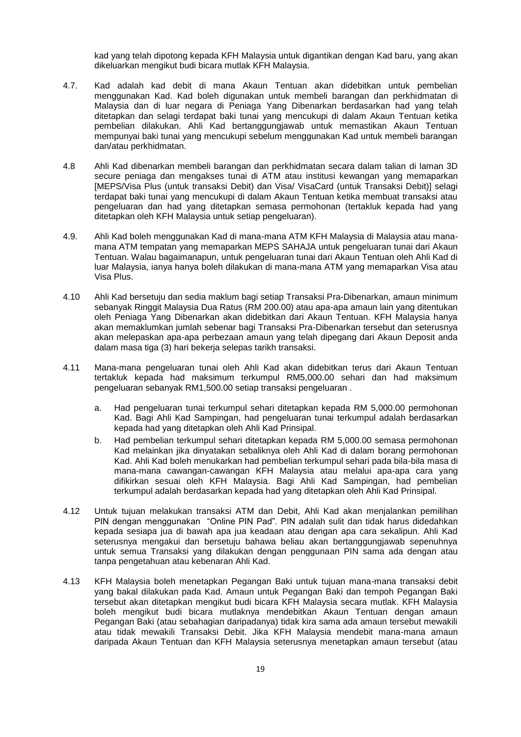kad yang telah dipotong kepada KFH Malaysia untuk digantikan dengan Kad baru, yang akan dikeluarkan mengikut budi bicara mutlak KFH Malaysia.

4.7. Kad adalah kad debit di mana Akaun Tentuan akan didebitkan untuk pembelian menggunakan Kad. Kad boleh digunakan untuk membeli barangan dan perkhidmatan di Malaysia dan di luar negara di Peniaga Yang Dibenarkan berdasarkan had yang telah ditetapkan dan selagi terdapat baki tunai yang mencukupi di dalam Akaun Tentuan ketika pembelian dilakukan. Ahli Kad bertanggungjawab untuk memastikan Akaun Tentuan mempunyai baki tunai yang mencukupi sebelum menggunakan Kad untuk membeli barangan dan/atau perkhidmatan.

4.8 Ahli Kad dibenarkan membeli barangan dan perkhidmatan secara dalam talian di laman 3D secure peniaga dan mengakses tunai di ATM atau institusi kewangan yang memaparkan [MEPS/Visa Plus (untuk transaksi Debit) dan Visa/ VisaCard (untuk Transaksi Debit)] selagi terdapat baki tunai yang mencukupi di dalam Akaun Tentuan ketika membuat transaksi atau pengeluaran dan had yang ditetapkan semasa permohonan (tertakluk kepada had yang ditetapkan oleh KFH Malaysia untuk setiap pengeluaran).

4.9. Ahli Kad boleh menggunakan Kad di mana-mana ATM KFH Malaysia di Malaysia atau mana-mana ATM tempatan yang memaparkan MEPS SAHAJA untuk pengeluaran tunai dari Akaun Tentuan. Walau bagaimanapun, untuk pengeluaran tunai dari Akaun Tentuan oleh Ahli Kad di luar Malaysia, ianya hanya boleh dilakukan di mana-mana ATM yang memaparkan Visa atau Visa Plus.

4.10 Ahli Kad bersetuju dan sedia maklum bagi setiap Transaksi Pra-Dibenarkan, amaun minimum sebanyak Ringgit Malaysia Dua Ratus (RM 200.00) atau apa-apa amaun lain yang ditentukan oleh Peniaga Yang Dibenarkan akan didebitkan dari Akaun Tentuan. KFH Malaysia hanya akan memaklumkan jumlah sebenar bagi Transaksi Pra-Dibenarkan tersebut dan seterusnya akan melepaskan apa-apa perbezaan amaun yang telah dipegang dari Akaun Deposit anda dalam masa tiga (3) hari bekerja selepas tarikh transaksi.

4.11 Mana-mana pengeluaran tunai oleh Ahli Kad akan didebitkan terus dari Akaun Tentuan tertakluk kepada had maksimum terkumpul RM5,000.00 sehari dan had maksimum pengeluaran sebanyak RM1,500.00 setiap transaksi pengeluaran .

   a. Had pengeluaran tunai terkumpul sehari ditetapkan kepada RM 5,000.00 permohonan Kad. Bagi Ahli Kad Sampingan, had pengeluaran tunai terkumpul adalah berdasarkan kepada had yang ditetapkan oleh Ahli Kad Prinsipal.
   b. Had pembelian terkumpul sehari ditetapkan kepada RM 5,000.00 semasa permohonan Kad melainkan jika dinyatakan sebaliknya oleh Ahli Kad di dalam borang permohonan Kad. Ahli Kad boleh menukarkan had pembelian terkumpul sehari pada bila-bila masa di mana-mana cawangan-cawangan KFH Malaysia atau melalui apa-apa cara yang difikirkan sesuai oleh KFH Malaysia. Bagi Ahli Kad Sampingan, had pembelian terkumpul adalah berdasarkan kepada had yang ditetapkan oleh Ahli Kad Prinsipal.

4.12 Untuk tujuan melakukan transaksi ATM dan Debit, Ahli Kad akan menjalankan pemilihan PIN dengan menggunakan "Online PIN Pad". PIN adalah sulit dan tidak harus didedahkan kepada sesiapa jua di bawah apa jua keadaan atau dengan apa cara sekalipun. Ahli Kad seterusnya mengakui dan bersetuju bahawa beliau akan bertanggungjawab sepenuhnya untuk semua Transaksi yang dilakukan dengan penggunaan PIN sama ada dengan atau tanpa pengetahuan atau kebenaran Ahli Kad.

4.13 KFH Malaysia boleh menetapkan Pegangan Baki untuk tujuan mana-mana transaksi debit yang bakal dilakukan pada Kad. Amaun untuk Pegangan Baki dan tempoh Pegangan Baki tersebut akan ditetapkan mengikut budi bicara KFH Malaysia secara mutlak. KFH Malaysia boleh mengikut budi bicara mutlaknya mendebitkan Akaun Tentuan dengan amaun Pegangan Baki (atau sebahagian daripadanya) tidak kira sama ada amaun tersebut mewakili atau tidak mewakili Transaksi Debit. Jika KFH Malaysia mendebit mana-mana amaun daripada Akaun Tentuan dan KFH Malaysia seterusnya menetapkan amaun tersebut (atau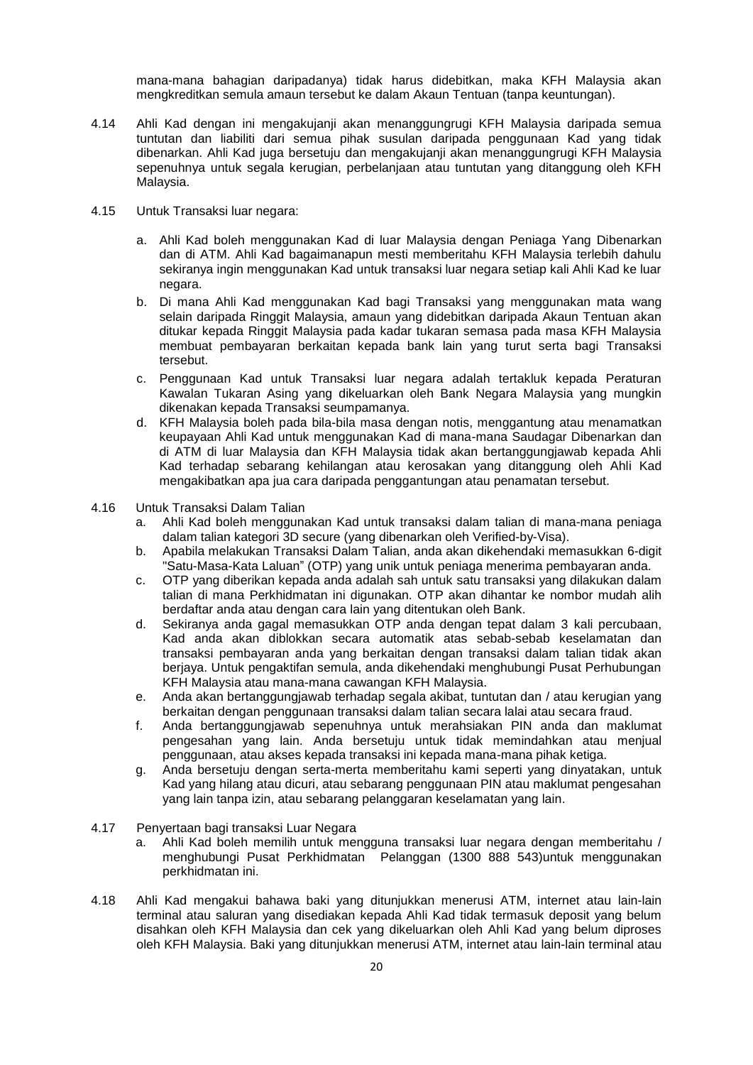mana-mana bahagian daripadanya) tidak harus didebitkan, maka KFH Malaysia akan mengkreditkan semula amaun tersebut ke dalam Akaun Tentuan (tanpa keuntungan).

4.14 Ahli Kad dengan ini mengakujanji akan menanggungrugi KFH Malaysia daripada semua tuntutan dan liabiliti dari semua pihak susulan daripada penggunaan Kad yang tidak dibenarkan. Ahli Kad juga bersetuju dan mengakujanji akan menanggungrugi KFH Malaysia sepenuhnya untuk segala kerugian, perbelanjaan atau tuntutan yang ditanggung oleh KFH Malaysia.

4.15 Untuk Transaksi luar negara:

a. Ahli Kad boleh menggunakan Kad di luar Malaysia dengan Peniaga Yang Dibenarkan dan di ATM. Ahli Kad bagaimanapun mesti memberitahu KFH Malaysia terlebih dahulu sekiranya ingin menggunakan Kad untuk transaksi luar negara setiap kali Ahli Kad ke luar negara.
b. Di mana Ahli Kad menggunakan Kad bagi Transaksi yang menggunakan mata wang selain daripada Ringgit Malaysia, amaun yang didebitkan daripada Akaun Tentuan akan ditukar kepada Ringgit Malaysia pada kadar tukaran semasa pada masa KFH Malaysia membuat pembayaran berkaitan kepada bank lain yang turut serta bagi Transaksi tersebut.
c. Penggunaan Kad untuk Transaksi luar negara adalah tertakluk kepada Peraturan Kawalan Tukaran Asing yang dikeluarkan oleh Bank Negara Malaysia yang mungkin dikenakan kepada Transaksi seumpamanya.
d. KFH Malaysia boleh pada bila-bila masa dengan notis, menggantung atau menamatkan keupayaan Ahli Kad untuk menggunakan Kad di mana-mana Saudagar Dibenarkan dan di ATM di luar Malaysia dan KFH Malaysia tidak akan bertanggungjawab kepada Ahli Kad terhadap sebarang kehilangan atau kerosakan yang ditanggung oleh Ahli Kad mengakibatkan apa jua cara daripada penggantungan atau penamatan tersebut.

4.16 Untuk Transaksi Dalam Talian

a. Ahli Kad boleh menggunakan Kad untuk transaksi dalam talian di mana-mana peniaga dalam talian kategori 3D secure (yang dibenarkan oleh Verified-by-Visa).
b. Apabila melakukan Transaksi Dalam Talian, anda akan dikehendaki memasukkan 6-digit "Satu-Masa-Kata Laluan" (OTP) yang unik untuk peniaga menerima pembayaran anda.
c. OTP yang diberikan kepada anda adalah sah untuk satu transaksi yang dilakukan dalam talian di mana Perkhidmatan ini digunakan. OTP akan dihantar ke nombor mudah alih berdaftar anda atau dengan cara lain yang ditentukan oleh Bank.
d. Sekiranya anda gagal memasukkan OTP anda dengan tepat dalam 3 kali percubaan, Kad anda akan diblokkan secara automatik atas sebab-sebab keselamatan dan transaksi pembayaran anda yang berkaitan dengan transaksi dalam talian tidak akan berjaya. Untuk pengaktifan semula, anda dikehendaki menghubungi Pusat Perhubungan KFH Malaysia atau mana-mana cawangan KFH Malaysia.
e. Anda akan bertanggungjawab terhadap segala akibat, tuntutan dan / atau kerugian yang berkaitan dengan penggunaan transaksi dalam talian secara lalai atau secara fraud.
f. Anda bertanggungjawab sepenuhnya untuk merahsiakan PIN anda dan maklumat pengesahan yang lain. Anda bersetuju untuk tidak memindahkan atau menjual penggunaan, atau akses kepada transaksi ini kepada mana-mana pihak ketiga.
g. Anda bersetuju dengan serta-merta memberitahu kami seperti yang dinyatakan, untuk Kad yang hilang atau dicuri, atau sebarang penggunaan PIN atau maklumat pengesahan yang lain tanpa izin, atau sebarang pelanggaran keselamatan yang lain.

4.17 Penyertaan bagi transaksi Luar Negara

a. Ahli Kad boleh memilih untuk mengguna transaksi luar negara dengan memberitahu / menghubungi Pusat Perkhidmatan Pelanggan (1300 888 543)untuk menggunakan perkhidmatan ini.

4.18 Ahli Kad mengakui bahawa baki yang ditunjukkan menerusi ATM, internet atau lain-lain terminal atau saluran yang disediakan kepada Ahli Kad tidak termasuk deposit yang belum disahkan oleh KFH Malaysia dan cek yang dikeluarkan oleh Ahli Kad yang belum diproses oleh KFH Malaysia. Baki yang ditunjukkan menerusi ATM, internet atau lain-lain terminal atau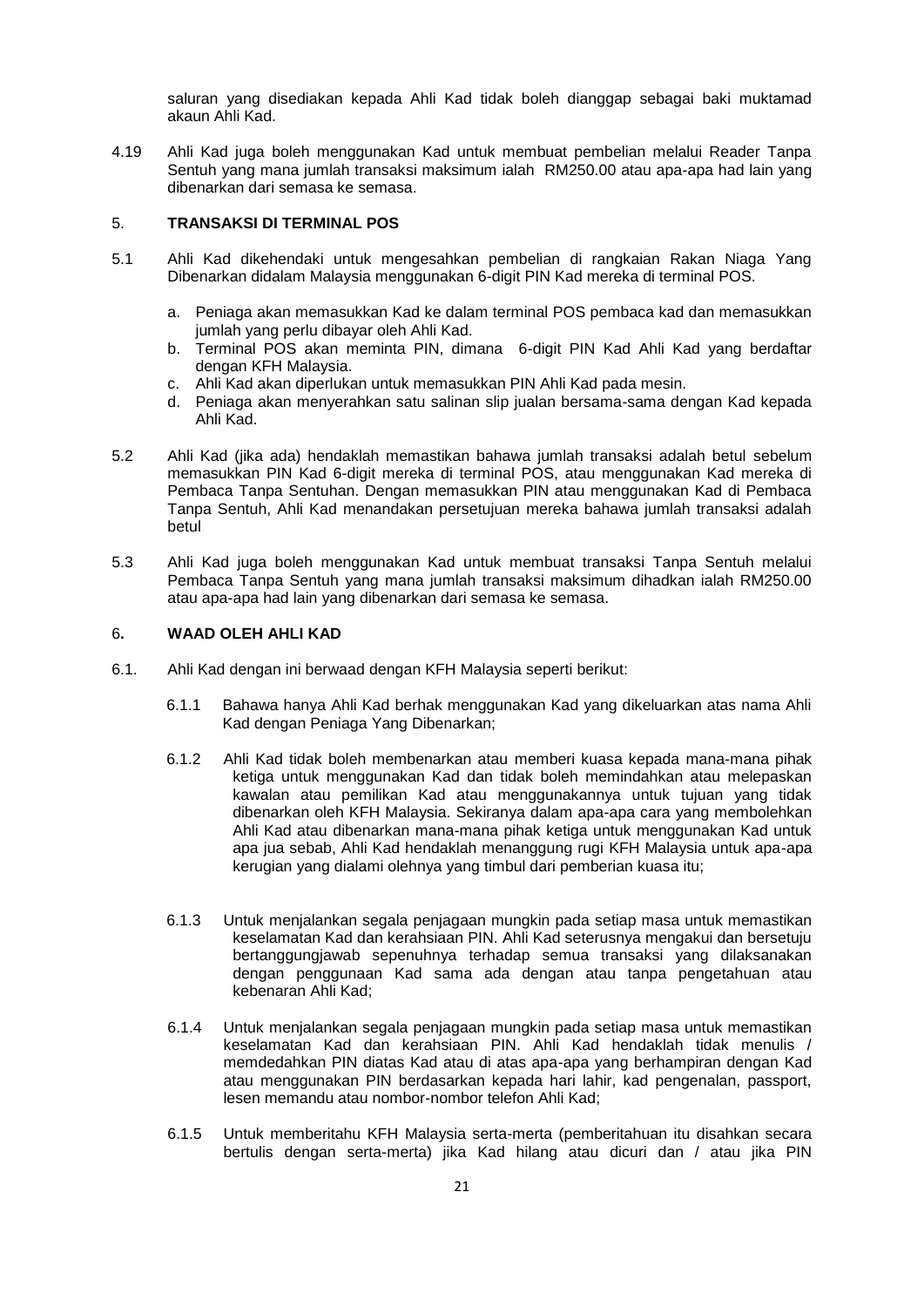saluran yang disediakan kepada Ahli Kad tidak boleh dianggap sebagai baki muktamad akaun Ahli Kad.

4.19 Ahli Kad juga boleh menggunakan Kad untuk membuat pembelian melalui Reader Tanpa Sentuh yang mana jumlah transaksi maksimum ialah RM250.00 atau apa-apa had lain yang dibenarkan dari semasa ke semasa.

## 5. TRANSAKSI DI TERMINAL POS

5.1 Ahli Kad dikehendaki untuk mengesahkan pembelian di rangkaian Rakan Niaga Yang Dibenarkan didalam Malaysia menggunakan 6-digit PIN Kad mereka di terminal POS.

a. Peniaga akan memasukkan Kad ke dalam terminal POS pembaca kad dan memasukkan jumlah yang perlu dibayar oleh Ahli Kad.
b. Terminal POS akan meminta PIN, dimana 6-digit PIN Kad Ahli Kad yang berdaftar dengan KFH Malaysia.
c. Ahli Kad akan diperlukan untuk memasukkan PIN Ahli Kad pada mesin.
d. Peniaga akan menyerahkan satu salinan slip jualan bersama-sama dengan Kad kepada Ahli Kad.

5.2 Ahli Kad (jika ada) hendaklah memastikan bahawa jumlah transaksi adalah betul sebelum memasukkan PIN Kad 6-digit mereka di terminal POS, atau menggunakan Kad mereka di Pembaca Tanpa Sentuhan. Dengan memasukkan PIN atau menggunakan Kad di Pembaca Tanpa Sentuh, Ahli Kad menandakan persetujuan mereka bahawa jumlah transaksi adalah betul

5.3 Ahli Kad juga boleh menggunakan Kad untuk membuat transaksi Tanpa Sentuh melalui Pembaca Tanpa Sentuh yang mana jumlah transaksi maksimum dihadkan ialah RM250.00 atau apa-apa had lain yang dibenarkan dari semasa ke semasa.

## 6. WAAD OLEH AHLI KAD

6.1. Ahli Kad dengan ini berwaad dengan KFH Malaysia seperti berikut:

6.1.1 Bahawa hanya Ahli Kad berhak menggunakan Kad yang dikeluarkan atas nama Ahli Kad dengan Peniaga Yang Dibenarkan;

6.1.2 Ahli Kad tidak boleh membenarkan atau memberi kuasa kepada mana-mana pihak ketiga untuk menggunakan Kad dan tidak boleh memindahkan atau melepaskan kawalan atau pemilikan Kad atau menggunakannya untuk tujuan yang tidak dibenarkan oleh KFH Malaysia. Sekiranya dalam apa-apa cara yang membolehkan Ahli Kad atau dibenarkan mana-mana pihak ketiga untuk menggunakan Kad untuk apa jua sebab, Ahli Kad hendaklah menanggung rugi KFH Malaysia untuk apa-apa kerugian yang dialami olehnya yang timbul dari pemberian kuasa itu;

6.1.3 Untuk menjalankan segala penjagaan mungkin pada setiap masa untuk memastikan keselamatan Kad dan kerahsiaan PIN. Ahli Kad seterusnya mengakui dan bersetuju bertanggungjawab sepenuhnya terhadap semua transaksi yang dilaksanakan dengan penggunaan Kad sama ada dengan atau tanpa pengetahuan atau kebenaran Ahli Kad;

6.1.4 Untuk menjalankan segala penjagaan mungkin pada setiap masa untuk memastikan keselamatan Kad dan kerahsiaan PIN. Ahli Kad hendaklah tidak menulis / memdedahkan PIN diatas Kad atau di atas apa-apa yang berhampiran dengan Kad atau menggunakan PIN berdasarkan kepada hari lahir, kad pengenalan, passport, lesen memandu atau nombor-nombor telefon Ahli Kad;

6.1.5 Untuk memberitahu KFH Malaysia serta-merta (pemberitahuan itu disahkan secara bertulis dengan serta-merta) jika Kad hilang atau dicuri dan / atau jika PIN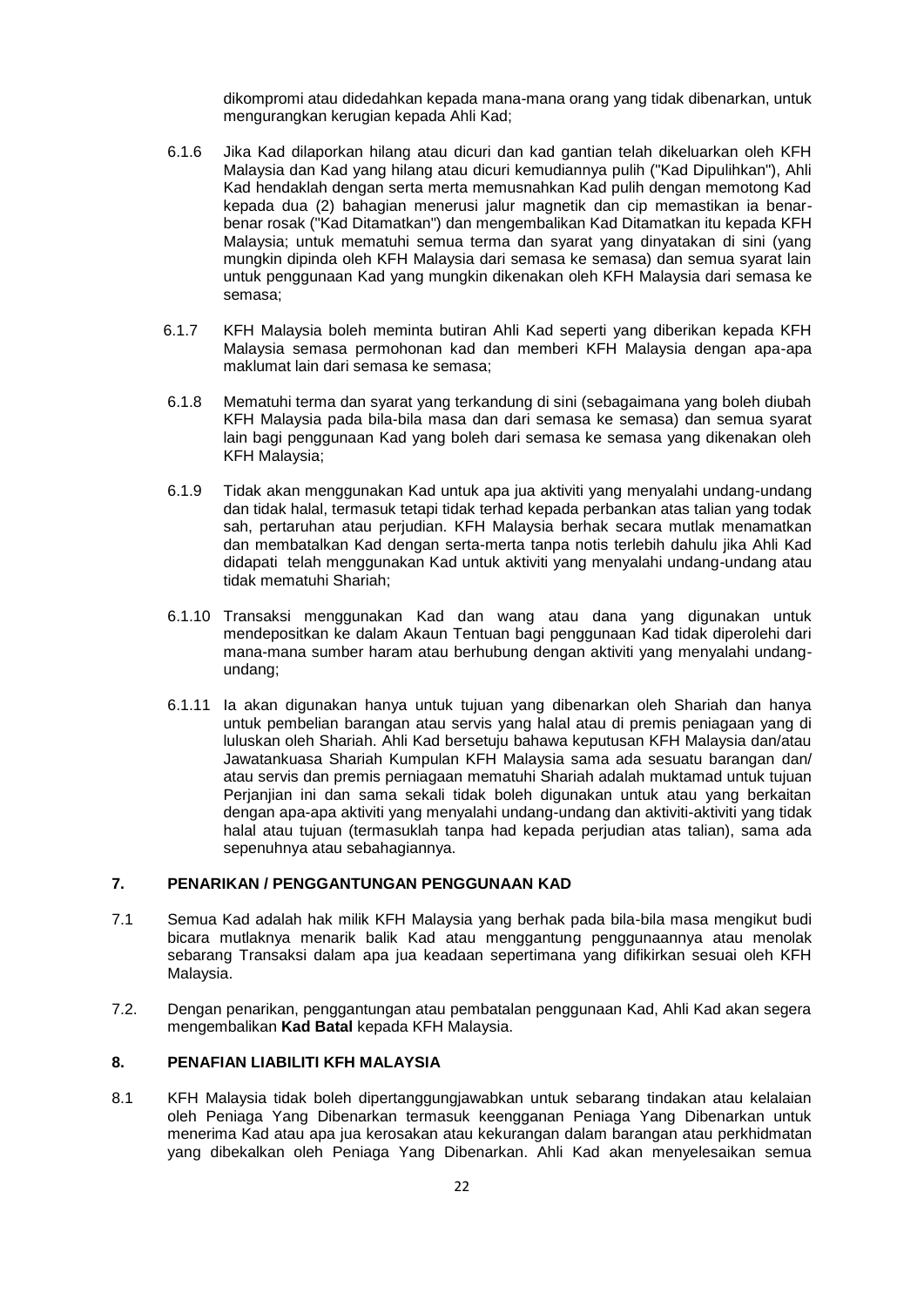dikompromi atau didedahkan kepada mana-mana orang yang tidak dibenarkan, untuk mengurangkan kerugian kepada Ahli Kad;

6.1.6 Jika Kad dilaporkan hilang atau dicuri dan kad gantian telah dikeluarkan oleh KFH Malaysia dan Kad yang hilang atau dicuri kemudiannya pulih ("Kad Dipulihkan"), Ahli Kad hendaklah dengan serta merta memusnahkan Kad pulih dengan memotong Kad kepada dua (2) bahagian menerusi jalur magnetik dan cip memastikan ia benar-benar rosak ("Kad Ditamatkan") dan mengembalikan Kad Ditamatkan itu kepada KFH Malaysia; untuk mematuhi semua terma dan syarat yang dinyatakan di sini (yang mungkin dipinda oleh KFH Malaysia dari semasa ke semasa) dan semua syarat lain untuk penggunaan Kad yang mungkin dikenakan oleh KFH Malaysia dari semasa ke semasa;

6.1.7 KFH Malaysia boleh meminta butiran Ahli Kad seperti yang diberikan kepada KFH Malaysia semasa permohonan kad dan memberi KFH Malaysia dengan apa-apa maklumat lain dari semasa ke semasa;

6.1.8 Mematuhi terma dan syarat yang terkandung di sini (sebagaimana yang boleh diubah KFH Malaysia pada bila-bila masa dan dari semasa ke semasa) dan semua syarat lain bagi penggunaan Kad yang boleh dari semasa ke semasa yang dikenakan oleh KFH Malaysia;

6.1.9 Tidak akan menggunakan Kad untuk apa jua aktiviti yang menyalahi undang-undang dan tidak halal, termasuk tetapi tidak terhad kepada perbankan atas talian yang todak sah, pertaruhan atau perjudian. KFH Malaysia berhak secara mutlak menamatkan dan membatalkan Kad dengan serta-merta tanpa notis terlebih dahulu jika Ahli Kad didapati telah menggunakan Kad untuk aktiviti yang menyalahi undang-undang atau tidak mematuhi Shariah;

6.1.10 Transaksi menggunakan Kad dan wang atau dana yang digunakan untuk mendepositkan ke dalam Akaun Tentuan bagi penggunaan Kad tidak diperolehi dari mana-mana sumber haram atau berhubung dengan aktiviti yang menyalahi undang-undang;

6.1.11 Ia akan digunakan hanya untuk tujuan yang dibenarkan oleh Shariah dan hanya untuk pembelian barangan atau servis yang halal atau di premis peniagaan yang di luluskan oleh Shariah. Ahli Kad bersetuju bahawa keputusan KFH Malaysia dan/atau Jawatankuasa Shariah Kumpulan KFH Malaysia sama ada sesuatu barangan dan/ atau servis dan premis perniagaan mematuhi Shariah adalah muktamad untuk tujuan Perjanjian ini dan sama sekali tidak boleh digunakan untuk atau yang berkaitan dengan apa-apa aktiviti yang menyalahi undang-undang dan aktiviti-aktiviti yang tidak halal atau tujuan (termasuklah tanpa had kepada perjudian atas talian), sama ada sepenuhnya atau sebahagiannya.

## 7. PENARIKAN / PENGGANTUNGAN PENGGUNAAN KAD

7.1 Semua Kad adalah hak milik KFH Malaysia yang berhak pada bila-bila masa mengikut budi bicara mutlaknya menarik balik Kad atau menggantung penggunaannya atau menolak sebarang Transaksi dalam apa jua keadaan sepertimana yang difikirkan sesuai oleh KFH Malaysia.

7.2. Dengan penarikan, penggantungan atau pembatalan penggunaan Kad, Ahli Kad akan segera mengembalikan **Kad Batal** kepada KFH Malaysia.

## 8. PENAFIAN LIABILITI KFH MALAYSIA

8.1 KFH Malaysia tidak boleh dipertanggungjawabkan untuk sebarang tindakan atau kelalaian oleh Peniaga Yang Dibenarkan termasuk keengganan Peniaga Yang Dibenarkan untuk menerima Kad atau apa jua kerosakan atau kekurangan dalam barangan atau perkhidmatan yang dibekalkan oleh Peniaga Yang Dibenarkan. Ahli Kad akan menyelesaikan semua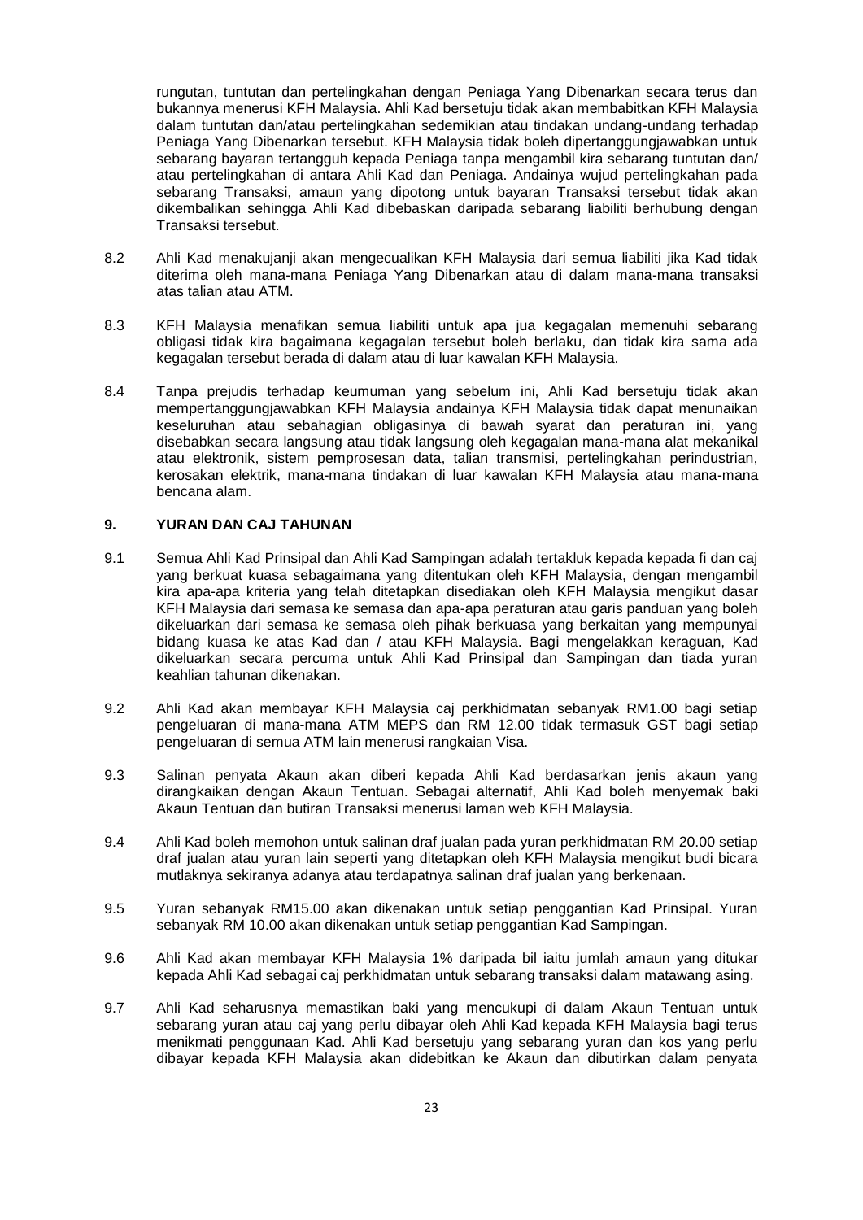rungutan, tuntutan dan pertelingkahan dengan Peniaga Yang Dibenarkan secara terus dan bukannya menerusi KFH Malaysia. Ahli Kad bersetuju tidak akan membabitkan KFH Malaysia dalam tuntutan dan/atau pertelingkahan sedemikian atau tindakan undang-undang terhadap Peniaga Yang Dibenarkan tersebut. KFH Malaysia tidak boleh dipertanggungjawabkan untuk sebarang bayaran tertangguh kepada Peniaga tanpa mengambil kira sebarang tuntutan dan/ atau pertelingkahan di antara Ahli Kad dan Peniaga. Andainya wujud pertelingkahan pada sebarang Transaksi, amaun yang dipotong untuk bayaran Transaksi tersebut tidak akan dikembalikan sehingga Ahli Kad dibebaskan daripada sebarang liabiliti berhubung dengan Transaksi tersebut.

8.2 Ahli Kad menakujanji akan mengecualikan KFH Malaysia dari semua liabiliti jika Kad tidak diterima oleh mana-mana Peniaga Yang Dibenarkan atau di dalam mana-mana transaksi atas talian atau ATM.

8.3 KFH Malaysia menafikan semua liabiliti untuk apa jua kegagalan memenuhi sebarang obligasi tidak kira bagaimana kegagalan tersebut boleh berlaku, dan tidak kira sama ada kegagalan tersebut berada di dalam atau di luar kawalan KFH Malaysia.

8.4 Tanpa prejudis terhadap keumuman yang sebelum ini, Ahli Kad bersetuju tidak akan mempertanggungjawabkan KFH Malaysia andainya KFH Malaysia tidak dapat menunaikan keseluruhan atau sebahagian obligasinya di bawah syarat dan peraturan ini, yang disebabkan secara langsung atau tidak langsung oleh kegagalan mana-mana alat mekanikal atau elektronik, sistem pemprosesan data, talian transmisi, pertelingkahan perindustrian, kerosakan elektrik, mana-mana tindakan di luar kawalan KFH Malaysia atau mana-mana bencana alam.

## 9. YURAN DAN CAJ TAHUNAN

9.1 Semua Ahli Kad Prinsipal dan Ahli Kad Sampingan adalah tertakluk kepada kepada fi dan caj yang berkuat kuasa sebagaimana yang ditentukan oleh KFH Malaysia, dengan mengambil kira apa-apa kriteria yang telah ditetapkan disediakan oleh KFH Malaysia mengikut dasar KFH Malaysia dari semasa ke semasa dan apa-apa peraturan atau garis panduan yang boleh dikeluarkan dari semasa ke semasa oleh pihak berkuasa yang berkaitan yang mempunyai bidang kuasa ke atas Kad dan / atau KFH Malaysia. Bagi mengelakkan keraguan, Kad dikeluarkan secara percuma untuk Ahli Kad Prinsipal dan Sampingan dan tiada yuran keahlian tahunan dikenakan.

9.2 Ahli Kad akan membayar KFH Malaysia caj perkhidmatan sebanyak RM1.00 bagi setiap pengeluaran di mana-mana ATM MEPS dan RM 12.00 tidak termasuk GST bagi setiap pengeluaran di semua ATM lain menerusi rangkaian Visa.

9.3 Salinan penyata Akaun akan diberi kepada Ahli Kad berdasarkan jenis akaun yang dirangkaikan dengan Akaun Tentuan. Sebagai alternatif, Ahli Kad boleh menyemak baki Akaun Tentuan dan butiran Transaksi menerusi laman web KFH Malaysia.

9.4 Ahli Kad boleh memohon untuk salinan draf jualan pada yuran perkhidmatan RM 20.00 setiap draf jualan atau yuran lain seperti yang ditetapkan oleh KFH Malaysia mengikut budi bicara mutlaknya sekiranya adanya atau terdapatnya salinan draf jualan yang berkenaan.

9.5 Yuran sebanyak RM15.00 akan dikenakan untuk setiap penggantian Kad Prinsipal. Yuran sebanyak RM 10.00 akan dikenakan untuk setiap penggantian Kad Sampingan.

9.6 Ahli Kad akan membayar KFH Malaysia 1% daripada bil iaitu jumlah amaun yang ditukar kepada Ahli Kad sebagai caj perkhidmatan untuk sebarang transaksi dalam matawang asing.

9.7 Ahli Kad seharusnya memastikan baki yang mencukupi di dalam Akaun Tentuan untuk sebarang yuran atau caj yang perlu dibayar oleh Ahli Kad kepada KFH Malaysia bagi terus menikmati penggunaan Kad. Ahli Kad bersetuju yang sebarang yuran dan kos yang perlu dibayar kepada KFH Malaysia akan didebitkan ke Akaun dan dibutirkan dalam penyata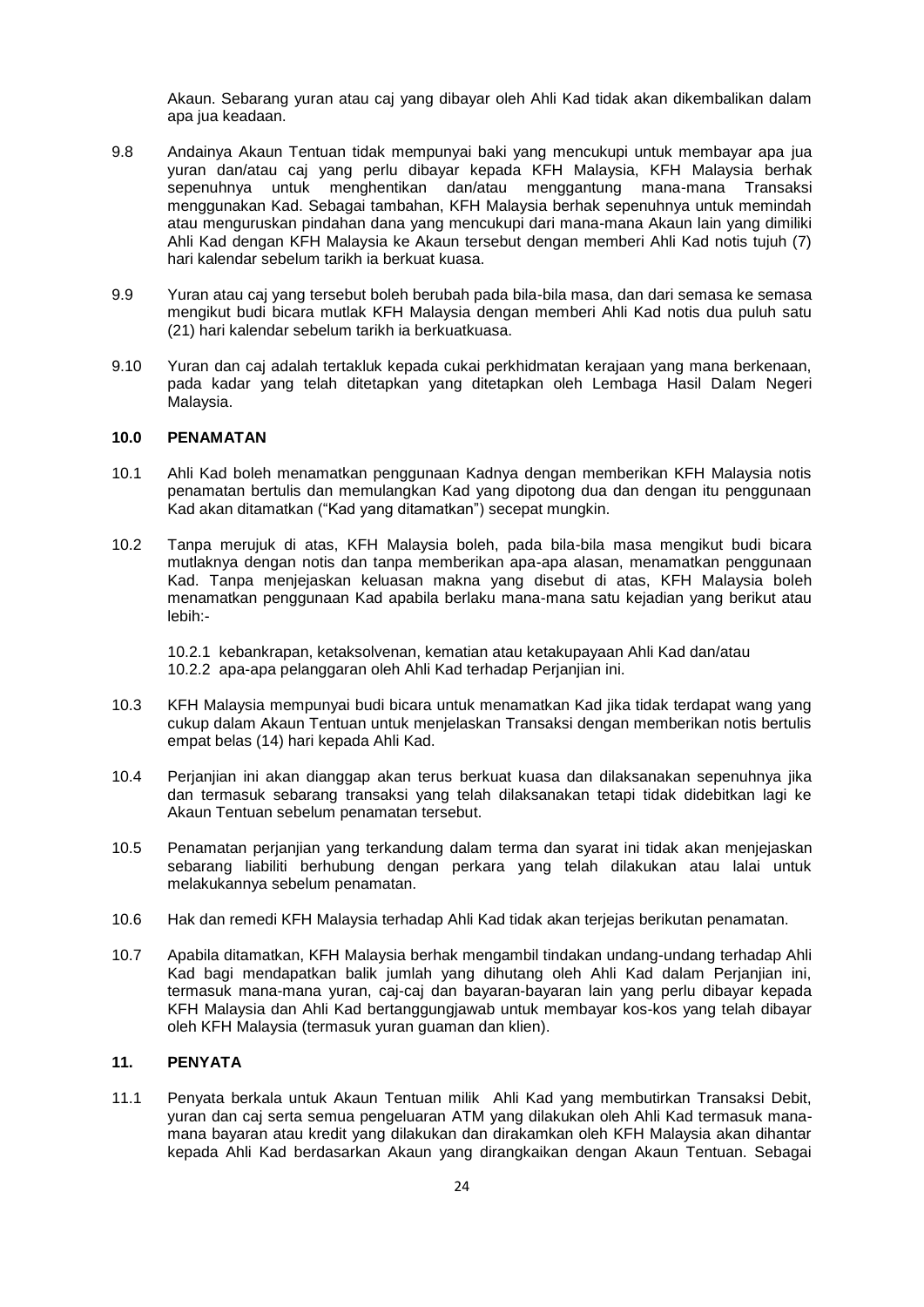Akaun. Sebarang yuran atau caj yang dibayar oleh Ahli Kad tidak akan dikembalikan dalam apa jua keadaan.

9.8 Andainya Akaun Tentuan tidak mempunyai baki yang mencukupi untuk membayar apa jua yuran dan/atau caj yang perlu dibayar kepada KFH Malaysia, KFH Malaysia berhak sepenuhnya untuk menghentikan dan/atau menggantung mana-mana Transaksi menggunakan Kad. Sebagai tambahan, KFH Malaysia berhak sepenuhnya untuk memindah atau menguruskan pindahan dana yang mencukupi dari mana-mana Akaun lain yang dimiliki Ahli Kad dengan KFH Malaysia ke Akaun tersebut dengan memberi Ahli Kad notis tujuh (7) hari kalendar sebelum tarikh ia berkuat kuasa.

9.9 Yuran atau caj yang tersebut boleh berubah pada bila-bila masa, dan dari semasa ke semasa mengikut budi bicara mutlak KFH Malaysia dengan memberi Ahli Kad notis dua puluh satu (21) hari kalendar sebelum tarikh ia berkuatkuasa.

9.10 Yuran dan caj adalah tertakluk kepada cukai perkhidmatan kerajaan yang mana berkenaan, pada kadar yang telah ditetapkan yang ditetapkan oleh Lembaga Hasil Dalam Negeri Malaysia.

### 10.0 PENAMATAN

10.1 Ahli Kad boleh menamatkan penggunaan Kadnya dengan memberikan KFH Malaysia notis penamatan bertulis dan memulangkan Kad yang dipotong dua dan dengan itu penggunaan Kad akan ditamatkan ("Kad yang ditamatkan") secepat mungkin.

10.2 Tanpa merujuk di atas, KFH Malaysia boleh, pada bila-bila masa mengikut budi bicara mutlaknya dengan notis dan tanpa memberikan apa-apa alasan, menamatkan penggunaan Kad. Tanpa menjejaskan keluasan makna yang disebut di atas, KFH Malaysia boleh menamatkan penggunaan Kad apabila berlaku mana-mana satu kejadian yang berikut atau lebih:-

10.2.1 kebankrapan, ketaksolvenan, kematian atau ketakupayaan Ahli Kad dan/atau
10.2.2 apa-apa pelanggaran oleh Ahli Kad terhadap Perjanjian ini.

10.3 KFH Malaysia mempunyai budi bicara untuk menamatkan Kad jika tidak terdapat wang yang cukup dalam Akaun Tentuan untuk menjelaskan Transaksi dengan memberikan notis bertulis empat belas (14) hari kepada Ahli Kad.

10.4 Perjanjian ini akan dianggap akan terus berkuat kuasa dan dilaksanakan sepenuhnya jika dan termasuk sebarang transaksi yang telah dilaksanakan tetapi tidak didebitkan lagi ke Akaun Tentuan sebelum penamatan tersebut.

10.5 Penamatan perjanjian yang terkandung dalam terma dan syarat ini tidak akan menjejaskan sebarang liabiliti berhubung dengan perkara yang telah dilakukan atau lalai untuk melakukannya sebelum penamatan.

10.6 Hak dan remedi KFH Malaysia terhadap Ahli Kad tidak akan terjejas berikutan penamatan.

10.7 Apabila ditamatkan, KFH Malaysia berhak mengambil tindakan undang-undang terhadap Ahli Kad bagi mendapatkan balik jumlah yang dihutang oleh Ahli Kad dalam Perjanjian ini, termasuk mana-mana yuran, caj-caj dan bayaran-bayaran lain yang perlu dibayar kepada KFH Malaysia dan Ahli Kad bertanggungjawab untuk membayar kos-kos yang telah dibayar oleh KFH Malaysia (termasuk yuran guaman dan klien).

### 11. PENYATA

11.1 Penyata berkala untuk Akaun Tentuan milik Ahli Kad yang membutirkan Transaksi Debit, yuran dan caj serta semua pengeluaran ATM yang dilakukan oleh Ahli Kad termasuk mana-mana bayaran atau kredit yang dilakukan dan dirakamkan oleh KFH Malaysia akan dihantar kepada Ahli Kad berdasarkan Akaun yang dirangkaikan dengan Akaun Tentuan. Sebagai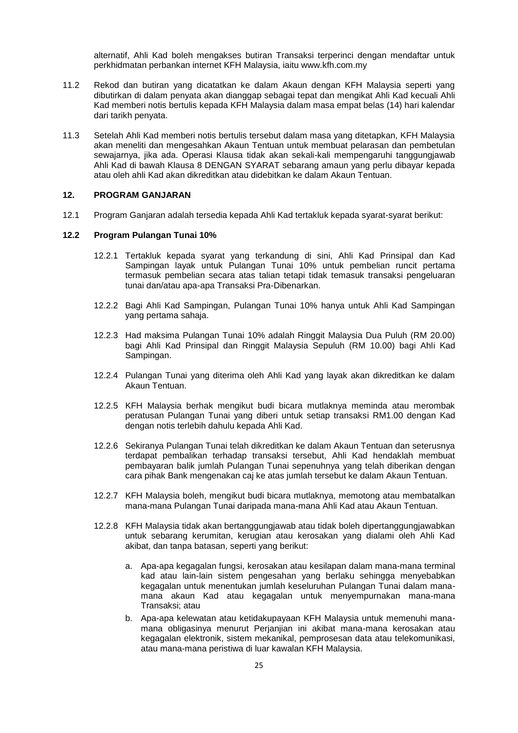alternatif, Ahli Kad boleh mengakses butiran Transaksi terperinci dengan mendaftar untuk perkhidmatan perbankan internet KFH Malaysia, iaitu www.kfh.com.my

11.2 Rekod dan butiran yang dicatatkan ke dalam Akaun dengan KFH Malaysia seperti yang dibutirkan di dalam penyata akan dianggap sebagai tepat dan mengikat Ahli Kad kecuali Ahli Kad memberi notis bertulis kepada KFH Malaysia dalam masa empat belas (14) hari kalendar dari tarikh penyata.

11.3 Setelah Ahli Kad memberi notis bertulis tersebut dalam masa yang ditetapkan, KFH Malaysia akan meneliti dan mengesahkan Akaun Tentuan untuk membuat pelarasan dan pembetulan sewajarnya, jika ada. Operasi Klausa tidak akan sekali-kali mempengaruhi tanggungjawab Ahli Kad di bawah Klausa 8 DENGAN SYARAT sebarang amaun yang perlu dibayar kepada atau oleh ahli Kad akan dikreditkan atau didebitkan ke dalam Akaun Tentuan.

## 12. PROGRAM GANJARAN

12.1 Program Ganjaran adalah tersedia kepada Ahli Kad tertakluk kepada syarat-syarat berikut:

### 12.2 Program Pulangan Tunai 10%

12.2.1 Tertakluk kepada syarat yang terkandung di sini, Ahli Kad Prinsipal dan Kad Sampingan layak untuk Pulangan Tunai 10% untuk pembelian runcit pertama termasuk pembelian secara atas talian tetapi tidak temasuk transaksi pengeluaran tunai dan/atau apa-apa Transaksi Pra-Dibenarkan.

12.2.2 Bagi Ahli Kad Sampingan, Pulangan Tunai 10% hanya untuk Ahli Kad Sampingan yang pertama sahaja.

12.2.3 Had maksima Pulangan Tunai 10% adalah Ringgit Malaysia Dua Puluh (RM 20.00) bagi Ahli Kad Prinsipal dan Ringgit Malaysia Sepuluh (RM 10.00) bagi Ahli Kad Sampingan.

12.2.4 Pulangan Tunai yang diterima oleh Ahli Kad yang layak akan dikreditkan ke dalam Akaun Tentuan.

12.2.5 KFH Malaysia berhak mengikut budi bicara mutlaknya meminda atau merombak peratusan Pulangan Tunai yang diberi untuk setiap transaksi RM1.00 dengan Kad dengan notis terlebih dahulu kepada Ahli Kad.

12.2.6 Sekiranya Pulangan Tunai telah dikreditkan ke dalam Akaun Tentuan dan seterusnya terdapat pembalikan terhadap transaksi tersebut, Ahli Kad hendaklah membuat pembayaran balik jumlah Pulangan Tunai sepenuhnya yang telah diberikan dengan cara pihak Bank mengenakan caj ke atas jumlah tersebut ke dalam Akaun Tentuan.

12.2.7 KFH Malaysia boleh, mengikut budi bicara mutlaknya, memotong atau membatalkan mana-mana Pulangan Tunai daripada mana-mana Ahli Kad atau Akaun Tentuan.

12.2.8 KFH Malaysia tidak akan bertanggungjawab atau tidak boleh dipertanggungjawabkan untuk sebarang kerumitan, kerugian atau kerosakan yang dialami oleh Ahli Kad akibat, dan tanpa batasan, seperti yang berikut:

a. Apa-apa kegagalan fungsi, kerosakan atau kesilapan dalam mana-mana terminal kad atau lain-lain sistem pengesahan yang berlaku sehingga menyebabkan kegagalan untuk menentukan jumlah keseluruhan Pulangan Tunai dalam mana-mana akaun Kad atau kegagalan untuk menyempurnakan mana-mana Transaksi; atau

b. Apa-apa kelewatan atau ketidakupayaan KFH Malaysia untuk memenuhi mana-mana obligasinya menurut Perjanjian ini akibat mana-mana kerosakan atau kegagalan elektronik, sistem mekanikal, pemprosesan data atau telekomunikasi, atau mana-mana peristiwa di luar kawalan KFH Malaysia.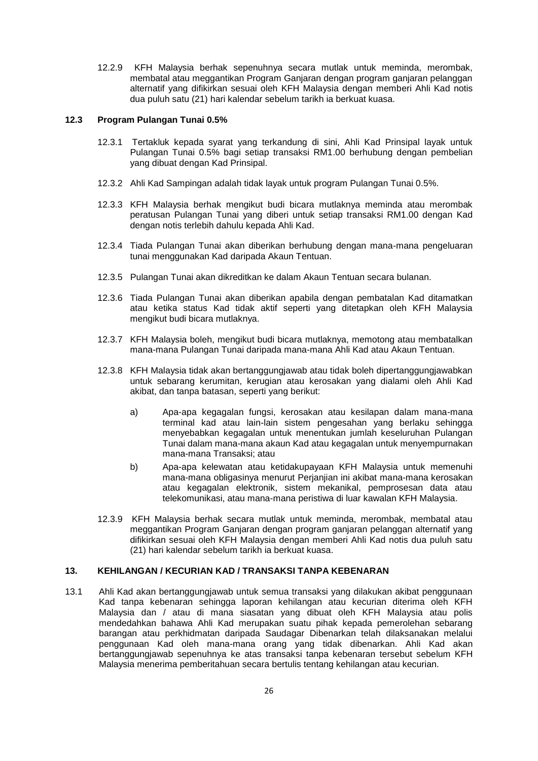12.2.9 KFH Malaysia berhak sepenuhnya secara mutlak untuk meminda, merombak, membatal atau meggantikan Program Ganjaran dengan program ganjaran pelanggan alternatif yang difikirkan sesuai oleh KFH Malaysia dengan memberi Ahli Kad notis dua puluh satu (21) hari kalendar sebelum tarikh ia berkuat kuasa.

## 12.3 Program Pulangan Tunai 0.5%

12.3.1 Tertakluk kepada syarat yang terkandung di sini, Ahli Kad Prinsipal layak untuk Pulangan Tunai 0.5% bagi setiap transaksi RM1.00 berhubung dengan pembelian yang dibuat dengan Kad Prinsipal.

12.3.2 Ahli Kad Sampingan adalah tidak layak untuk program Pulangan Tunai 0.5%.

12.3.3 KFH Malaysia berhak mengikut budi bicara mutlaknya meminda atau merombak peratusan Pulangan Tunai yang diberi untuk setiap transaksi RM1.00 dengan Kad dengan notis terlebih dahulu kepada Ahli Kad.

12.3.4 Tiada Pulangan Tunai akan diberikan berhubung dengan mana-mana pengeluaran tunai menggunakan Kad daripada Akaun Tentuan.

12.3.5 Pulangan Tunai akan dikreditkan ke dalam Akaun Tentuan secara bulanan.

12.3.6 Tiada Pulangan Tunai akan diberikan apabila dengan pembatalan Kad ditamatkan atau ketika status Kad tidak aktif seperti yang ditetapkan oleh KFH Malaysia mengikut budi bicara mutlaknya.

12.3.7 KFH Malaysia boleh, mengikut budi bicara mutlaknya, memotong atau membatalkan mana-mana Pulangan Tunai daripada mana-mana Ahli Kad atau Akaun Tentuan.

12.3.8 KFH Malaysia tidak akan bertanggungjawab atau tidak boleh dipertanggungjawabkan untuk sebarang kerumitan, kerugian atau kerosakan yang dialami oleh Ahli Kad akibat, dan tanpa batasan, seperti yang berikut:

a) Apa-apa kegagalan fungsi, kerosakan atau kesilapan dalam mana-mana terminal kad atau lain-lain sistem pengesahan yang berlaku sehingga menyebabkan kegagalan untuk menentukan jumlah keseluruhan Pulangan Tunai dalam mana-mana akaun Kad atau kegagalan untuk menyempurnakan mana-mana Transaksi; atau

b) Apa-apa kelewatan atau ketidakupayaan KFH Malaysia untuk memenuhi mana-mana obligasinya menurut Perjanjian ini akibat mana-mana kerosakan atau kegagalan elektronik, sistem mekanikal, pemprosesan data atau telekomunikasi, atau mana-mana peristiwa di luar kawalan KFH Malaysia.

12.3.9 KFH Malaysia berhak secara mutlak untuk meminda, merombak, membatal atau meggantikan Program Ganjaran dengan program ganjaran pelanggan alternatif yang difikirkan sesuai oleh KFH Malaysia dengan memberi Ahli Kad notis dua puluh satu (21) hari kalendar sebelum tarikh ia berkuat kuasa.

## 13. KEHILANGAN / KECURIAN KAD / TRANSAKSI TANPA KEBENARAN

13.1 Ahli Kad akan bertanggungjawab untuk semua transaksi yang dilakukan akibat penggunaan Kad tanpa kebenaran sehingga laporan kehilangan atau kecurian diterima oleh KFH Malaysia dan / atau di mana siasatan yang dibuat oleh KFH Malaysia atau polis mendedahkan bahawa Ahli Kad merupakan suatu pihak kepada pemerolehan sebarang barangan atau perkhidmatan daripada Saudagar Dibenarkan telah dilaksanakan melalui penggunaan Kad oleh mana-mana orang yang tidak dibenarkan. Ahli Kad akan bertanggungjawab sepenuhnya ke atas transaksi tanpa kebenaran tersebut sebelum KFH Malaysia menerima pemberitahuan secara bertulis tentang kehilangan atau kecurian.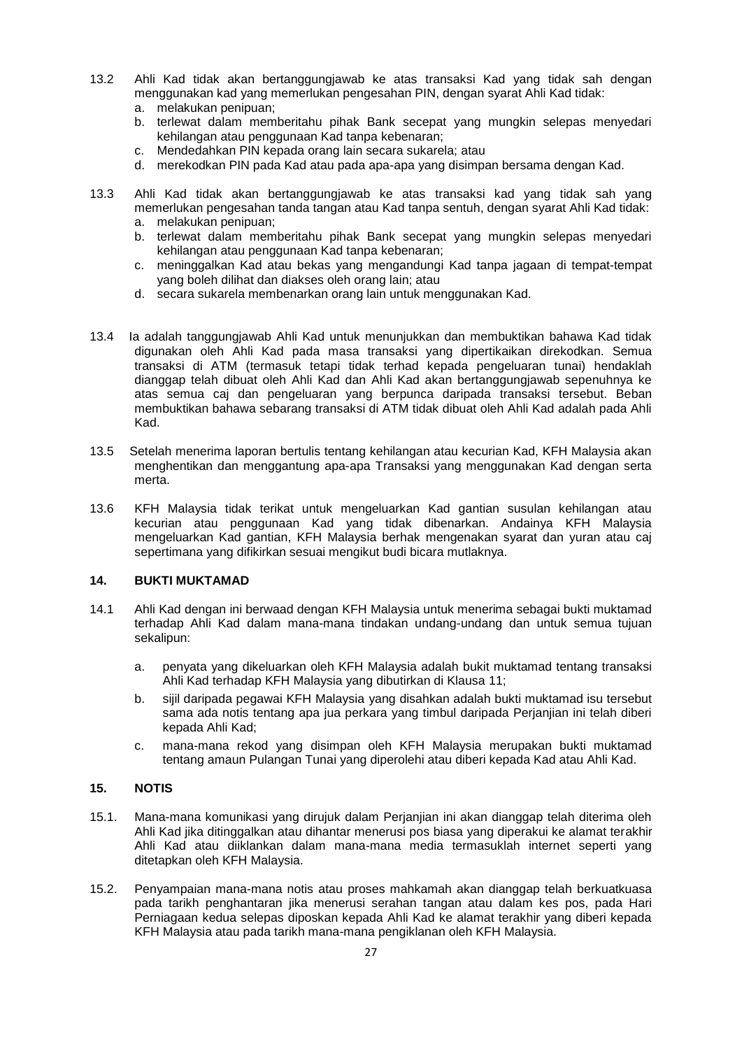13.2 Ahli Kad tidak akan bertanggungjawab ke atas transaksi Kad yang tidak sah dengan menggunakan kad yang memerlukan pengesahan PIN, dengan syarat Ahli Kad tidak:
   a. melakukan penipuan;
   b. terlewat dalam memberitahu pihak Bank secepat yang mungkin selepas menyedari kehilangan atau penggunaan Kad tanpa kebenaran;
   c. Mendedahkan PIN kepada orang lain secara sukarela; atau
   d. merekodkan PIN pada Kad atau pada apa-apa yang disimpan bersama dengan Kad.

13.3 Ahli Kad tidak akan bertanggungjawab ke atas transaksi kad yang tidak sah yang memerlukan pengesahan tanda tangan atau Kad tanpa sentuh, dengan syarat Ahli Kad tidak:
   a. melakukan penipuan;
   b. terlewat dalam memberitahu pihak Bank secepat yang mungkin selepas menyedari kehilangan atau penggunaan Kad tanpa kebenaran;
   c. meninggalkan Kad atau bekas yang mengandungi Kad tanpa jagaan di tempat-tempat yang boleh dilihat dan diakses oleh orang lain; atau
   d. secara sukarela membenarkan orang lain untuk menggunakan Kad.

13.4 Ia adalah tanggungjawab Ahli Kad untuk menunjukkan dan membuktikan bahawa Kad tidak digunakan oleh Ahli Kad pada masa transaksi yang dipertikaikan direkodkan. Semua transaksi di ATM (termasuk tetapi tidak terhad kepada pengeluaran tunai) hendaklah dianggap telah dibuat oleh Ahli Kad dan Ahli Kad akan bertanggungjawab sepenuhnya ke atas semua caj dan pengeluaran yang berpunca daripada transaksi tersebut. Beban membuktikan bahawa sebarang transaksi di ATM tidak dibuat oleh Ahli Kad adalah pada Ahli Kad.

13.5 Setelah menerima laporan bertulis tentang kehilangan atau kecurian Kad, KFH Malaysia akan menghentikan dan menggantung apa-apa Transaksi yang menggunakan Kad dengan serta merta.

13.6 KFH Malaysia tidak terikat untuk mengeluarkan Kad gantian susulan kehilangan atau kecurian atau penggunaan Kad yang tidak dibenarkan. Andainya KFH Malaysia mengeluarkan Kad gantian, KFH Malaysia berhak mengenakan syarat dan yuran atau caj sepertimana yang difikirkan sesuai mengikut budi bicara mutlaknya.

## 14. BUKTI MUKTAMAD

14.1 Ahli Kad dengan ini berwaad dengan KFH Malaysia untuk menerima sebagai bukti muktamad terhadap Ahli Kad dalam mana-mana tindakan undang-undang dan untuk semua tujuan sekalipun:

   a. penyata yang dikeluarkan oleh KFH Malaysia adalah bukit muktamad tentang transaksi Ahli Kad terhadap KFH Malaysia yang dibutirkan di Klausa 11;
   b. sijil daripada pegawai KFH Malaysia yang disahkan adalah bukti muktamad isu tersebut sama ada notis tentang apa jua perkara yang timbul daripada Perjanjian ini telah diberi kepada Ahli Kad;
   c. mana-mana rekod yang disimpan oleh KFH Malaysia merupakan bukti muktamad tentang amaun Pulangan Tunai yang diperolehi atau diberi kepada Kad atau Ahli Kad.

## 15. NOTIS

15.1. Mana-mana komunikasi yang dirujuk dalam Perjanjian ini akan dianggap telah diterima oleh Ahli Kad jika ditinggalkan atau dihantar menerusi pos biasa yang diperakui ke alamat terakhir Ahli Kad atau diiklankan dalam mana-mana media termasuklah internet seperti yang ditetapkan oleh KFH Malaysia.

15.2. Penyampaian mana-mana notis atau proses mahkamah akan dianggap telah berkuatkuasa pada tarikh penghantaran jika menerusi serahan tangan atau dalam kes pos, pada Hari Perniagaan kedua selepas diposkan kepada Ahli Kad ke alamat terakhir yang diberi kepada KFH Malaysia atau pada tarikh mana-mana pengiklanan oleh KFH Malaysia.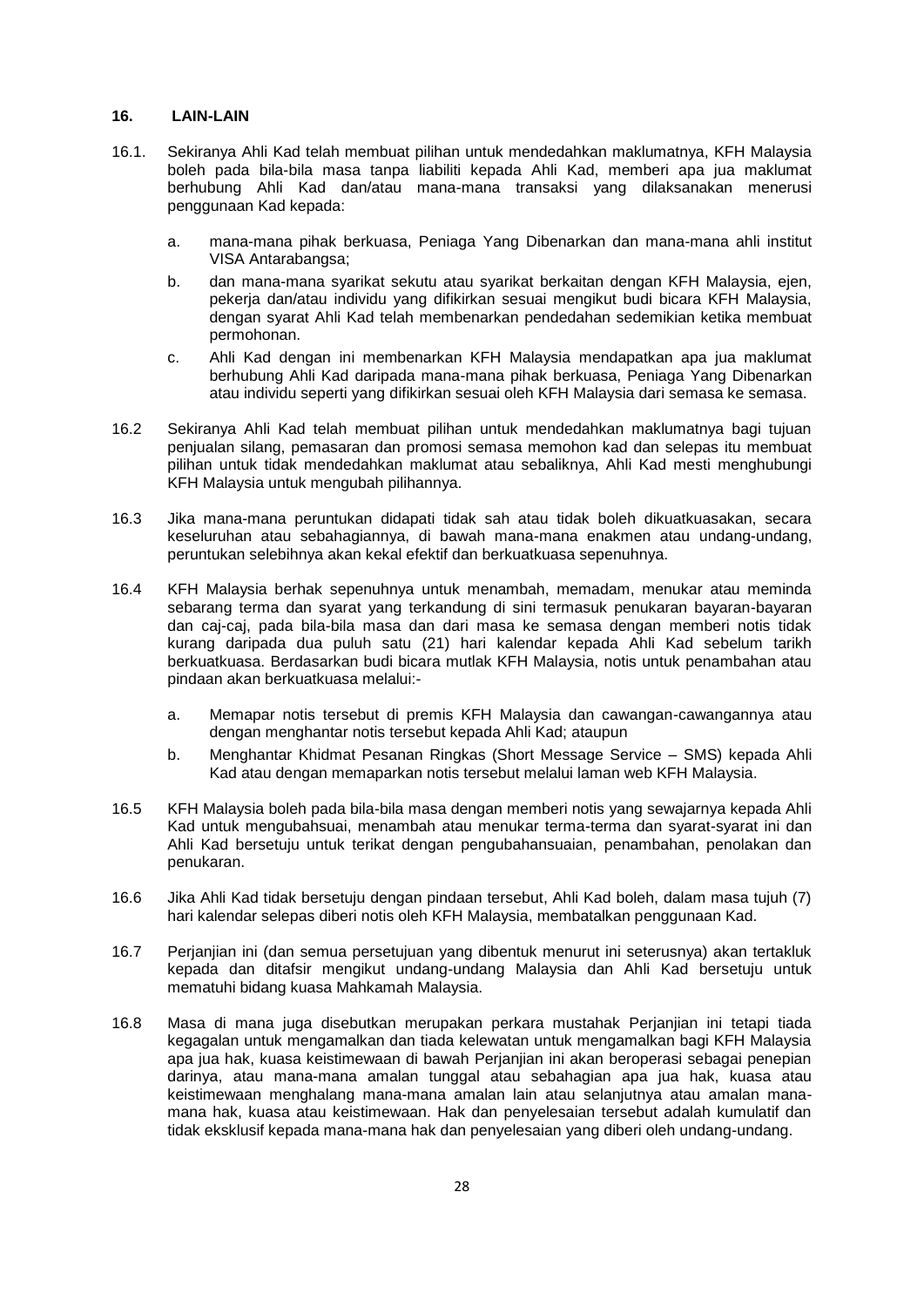## 16. LAIN-LAIN

16.1. Sekiranya Ahli Kad telah membuat pilihan untuk mendedahkan maklumatnya, KFH Malaysia boleh pada bila-bila masa tanpa liabiliti kepada Ahli Kad, memberi apa jua maklumat berhubung Ahli Kad dan/atau mana-mana transaksi yang dilaksanakan menerusi penggunaan Kad kepada:

a. mana-mana pihak berkuasa, Peniaga Yang Dibenarkan dan mana-mana ahli institut VISA Antarabangsa;

b. dan mana-mana syarikat sekutu atau syarikat berkaitan dengan KFH Malaysia, ejen, pekerja dan/atau individu yang difikirkan sesuai mengikut budi bicara KFH Malaysia, dengan syarat Ahli Kad telah membenarkan pendedahan sedemikian ketika membuat permohonan.

c. Ahli Kad dengan ini membenarkan KFH Malaysia mendapatkan apa jua maklumat berhubung Ahli Kad daripada mana-mana pihak berkuasa, Peniaga Yang Dibenarkan atau individu seperti yang difikirkan sesuai oleh KFH Malaysia dari semasa ke semasa.

16.2 Sekiranya Ahli Kad telah membuat pilihan untuk mendedahkan maklumatnya bagi tujuan penjualan silang, pemasaran dan promosi semasa memohon kad dan selepas itu membuat pilihan untuk tidak mendedahkan maklumat atau sebaliknya, Ahli Kad mesti menghubungi KFH Malaysia untuk mengubah pilihannya.

16.3 Jika mana-mana peruntukan didapati tidak sah atau tidak boleh dikuatkuasakan, secara keseluruhan atau sebahagiannya, di bawah mana-mana enakmen atau undang-undang, peruntukan selebihnya akan kekal efektif dan berkuatkuasa sepenuhnya.

16.4 KFH Malaysia berhak sepenuhnya untuk menambah, memadam, menukar atau meminda sebarang terma dan syarat yang terkandung di sini termasuk penukaran bayaran-bayaran dan caj-caj, pada bila-bila masa dan dari masa ke semasa dengan memberi notis tidak kurang daripada dua puluh satu (21) hari kalendar kepada Ahli Kad sebelum tarikh berkuatkuasa. Berdasarkan budi bicara mutlak KFH Malaysia, notis untuk penambahan atau pindaan akan berkuatkuasa melalui:-

a. Memapar notis tersebut di premis KFH Malaysia dan cawangan-cawangannya atau dengan menghantar notis tersebut kepada Ahli Kad; ataupun

b. Menghantar Khidmat Pesanan Ringkas (Short Message Service – SMS) kepada Ahli Kad atau dengan memaparkan notis tersebut melalui laman web KFH Malaysia.

16.5 KFH Malaysia boleh pada bila-bila masa dengan memberi notis yang sewajarnya kepada Ahli Kad untuk mengubahsuai, menambah atau menukar terma-terma dan syarat-syarat ini dan Ahli Kad bersetuju untuk terikat dengan pengubahansuaian, penambahan, penolakan dan penukaran.

16.6 Jika Ahli Kad tidak bersetuju dengan pindaan tersebut, Ahli Kad boleh, dalam masa tujuh (7) hari kalendar selepas diberi notis oleh KFH Malaysia, membatalkan penggunaan Kad.

16.7 Perjanjian ini (dan semua persetujuan yang dibentuk menurut ini seterusnya) akan tertakluk kepada dan ditafsir mengikut undang-undang Malaysia dan Ahli Kad bersetuju untuk mematuhi bidang kuasa Mahkamah Malaysia.

16.8 Masa di mana juga disebutkan merupakan perkara mustahak Perjanjian ini tetapi tiada kegagalan untuk mengamalkan dan tiada kelewatan untuk mengamalkan bagi KFH Malaysia apa jua hak, kuasa keistimewaan di bawah Perjanjian ini akan beroperasi sebagai penepian darinya, atau mana-mana amalan tunggal atau sebahagian apa jua hak, kuasa atau keistimewaan menghalang mana-mana amalan lain atau selanjutnya atau amalan mana-mana hak, kuasa atau keistimewaan. Hak dan penyelesaian tersebut adalah kumulatif dan tidak eksklusif kepada mana-mana hak dan penyelesaian yang diberi oleh undang-undang.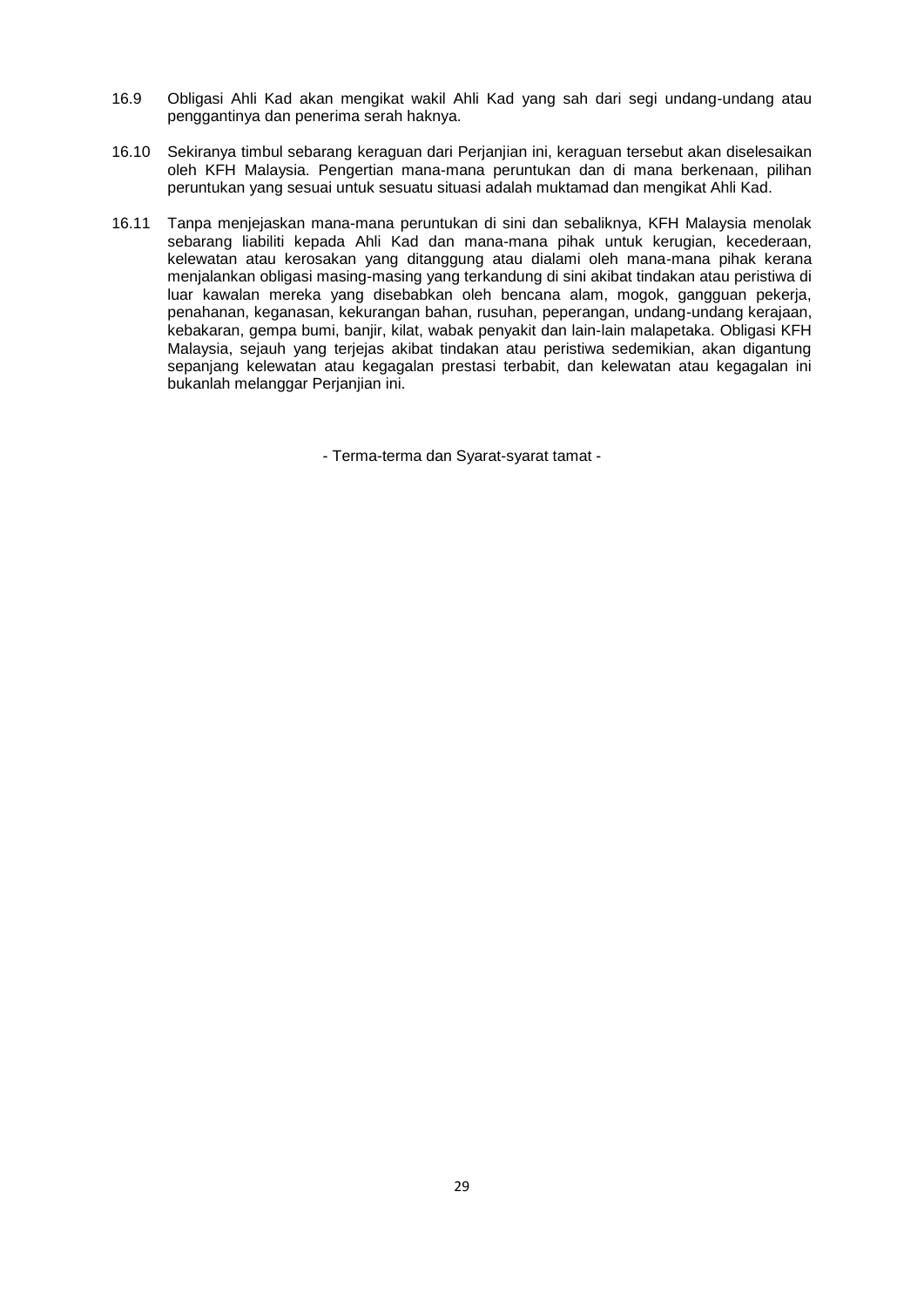16.9 Obligasi Ahli Kad akan mengikat wakil Ahli Kad yang sah dari segi undang-undang atau penggantinya dan penerima serah haknya.

16.10 Sekiranya timbul sebarang keraguan dari Perjanjian ini, keraguan tersebut akan diselesaikan oleh KFH Malaysia. Pengertian mana-mana peruntukan dan di mana berkenaan, pilihan peruntukan yang sesuai untuk sesuatu situasi adalah muktamad dan mengikat Ahli Kad.

16.11 Tanpa menjejaskan mana-mana peruntukan di sini dan sebaliknya, KFH Malaysia menolak sebarang liabiliti kepada Ahli Kad dan mana-mana pihak untuk kerugian, kecederaan, kelewatan atau kerosakan yang ditanggung atau dialami oleh mana-mana pihak kerana menjalankan obligasi masing-masing yang terkandung di sini akibat tindakan atau peristiwa di luar kawalan mereka yang disebabkan oleh bencana alam, mogok, gangguan pekerja, penahanan, keganasan, kekurangan bahan, rusuhan, peperangan, undang-undang kerajaan, kebakaran, gempa bumi, banjir, kilat, wabak penyakit dan lain-lain malapetaka. Obligasi KFH Malaysia, sejauh yang terjejas akibat tindakan atau peristiwa sedemikian, akan digantung sepanjang kelewatan atau kegagalan prestasi terbabit, dan kelewatan atau kegagalan ini bukanlah melanggar Perjanjian ini.

- Terma-terma dan Syarat-syarat tamat -